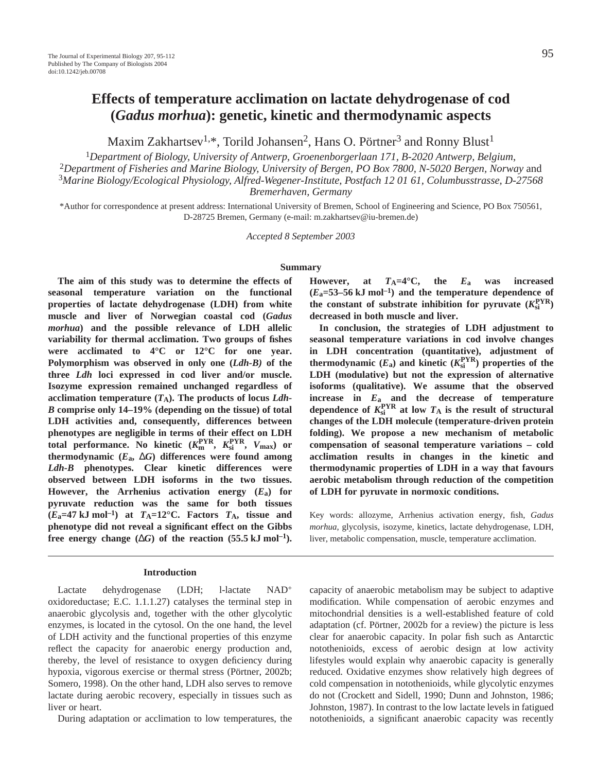# Effects of temperature acclimation on lactate dehydrogenase of cod (*Gadus morhua*): genetic, kinetic and thermodynamic aspects

Maxim Zakhartsev[1,*], Torild Johansen[2], Hans O. Pörtner[3] and Ronny Blust[1]

[1]*Department of Biology, University of Antwerp, Groenenborgerlaan 171, B-2020 Antwerp, Belgium*,
[2]*Department of Fisheries and Marine Biology, University of Bergen, PO Box 7800, N-5020 Bergen, Norway* and
[3]*Marine Biology/Ecological Physiology, Alfred-Wegener-Institute, Postfach 12 01 61, Columbusstrasse, D-27568 Bremerhaven, Germany*

*Author for correspondence at present address: International University of Bremen, School of Engineering and Science, PO Box 750561, D-28725 Bremen, Germany (e-mail: m.zakhartsev@iu-bremen.de)

*Accepted 8 September 2003*

## Summary

**The aim of this study was to determine the effects of seasonal temperature variation on the functional properties of lactate dehydrogenase (LDH) from white muscle and liver of Norwegian coastal cod (*Gadus morhua*) and the possible relevance of LDH allelic variability for thermal acclimation. Two groups of fishes were acclimated to 4°C or 12°C for one year. Polymorphism was observed in only one (*Ldh-B)* of the three *Ldh* loci expressed in cod liver and/or muscle. Isozyme expression remained unchanged regardless of acclimation temperature ($T_A$). The products of locus *Ldh-B* comprise only 14–19% (depending on the tissue) of total LDH activities and, consequently, differences between phenotypes are negligible in terms of their effect on LDH total performance. No kinetic ($K_m^{PYR}$, $K_{si}^{PYR}$, $V_{max}$) or thermodynamic ($E_a$, Δ*G*) differences were found among *Ldh-B* phenotypes. Clear kinetic differences were observed between LDH isoforms in the two tissues. However, the Arrhenius activation energy ($E_a$) for pyruvate reduction was the same for both tissues ($E_a$=47 kJ mol$^{-1}$) at $T_A$=12°C. Factors $T_A$, tissue and phenotype did not reveal a significant effect on the Gibbs free energy change (Δ*G*) of the reaction (55.5 kJ mol$^{-1}$). However, at $T_A$=4°C, the $E_a$ was increased ($E_a$=53–56 kJ mol$^{-1}$) and the temperature dependence of the constant of substrate inhibition for pyruvate ($K_{si}^{PYR}$) decreased in both muscle and liver.**

**In conclusion, the strategies of LDH adjustment to seasonal temperature variations in cod involve changes in LDH concentration (quantitative), adjustment of thermodynamic ($E_a$) and kinetic ($K_{si}^{PYR}$) properties of the LDH (modulative) but not the expression of alternative isoforms (qualitative). We assume that the observed increase in $E_a$ and the decrease of temperature dependence of $K_{si}^{PYR}$ at low $T_A$ is the result of structural changes of the LDH molecule (temperature-driven protein folding). We propose a new mechanism of metabolic compensation of seasonal temperature variations – cold acclimation results in changes in the kinetic and thermodynamic properties of LDH in a way that favours aerobic metabolism through reduction of the competition of LDH for pyruvate in normoxic conditions.**

Key words: allozyme, Arrhenius activation energy, fish, *Gadus morhua*, glycolysis, isozyme, kinetics, lactate dehydrogenase, LDH, liver, metabolic compensation, muscle, temperature acclimation.

## Introduction

Lactate dehydrogenase (LDH; l-lactate NAD$^+$ oxidoreductase; E.C. 1.1.1.27) catalyses the terminal step in anaerobic glycolysis and, together with the other glycolytic enzymes, is located in the cytosol. On the one hand, the level of LDH activity and the functional properties of this enzyme reflect the capacity for anaerobic energy production and, thereby, the level of resistance to oxygen deficiency during hypoxia, vigorous exercise or thermal stress (Pörtner, 2002b; Somero, 1998). On the other hand, LDH also serves to remove lactate during aerobic recovery, especially in tissues such as liver or heart.

During adaptation or acclimation to low temperatures, the capacity of anaerobic metabolism may be subject to adaptive modification. While compensation of aerobic enzymes and mitochondrial densities is a well-established feature of cold adaptation (cf. Pörtner, 2002b for a review) the picture is less clear for anaerobic capacity. In polar fish such as Antarctic notothenioids, excess of aerobic design at low activity lifestyles would explain why anaerobic capacity is generally reduced. Oxidative enzymes show relatively high degrees of cold compensation in notothenioids, while glycolytic enzymes do not (Crockett and Sidell, 1990; Dunn and Johnston, 1986; Johnston, 1987). In contrast to the low lactate levels in fatigued notothenioids, a significant anaerobic capacity was recently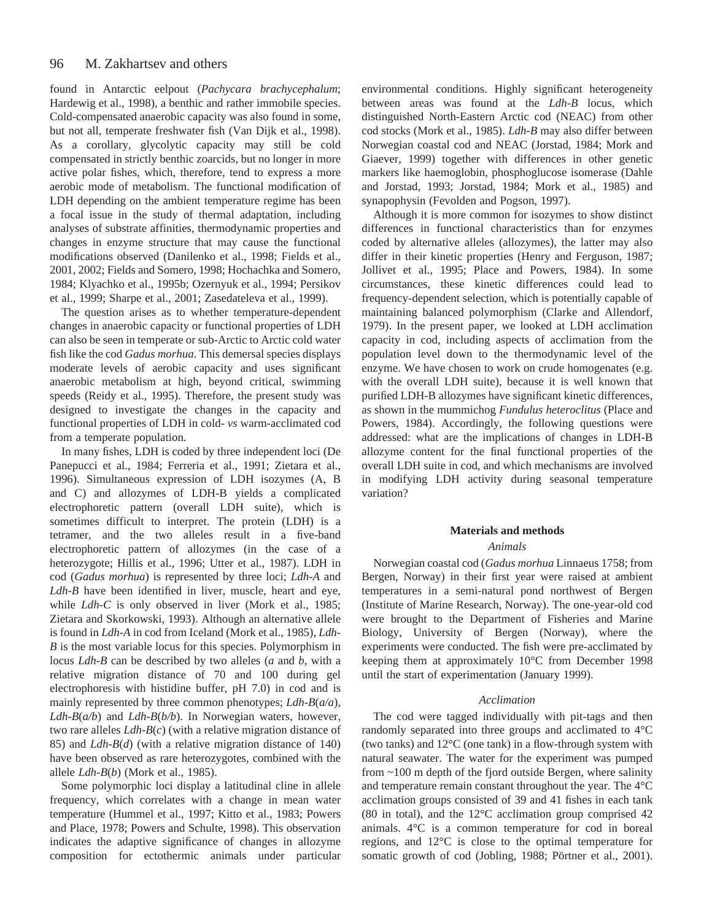found in Antarctic eelpout (*Pachycara brachycephalum*; Hardewig et al., 1998), a benthic and rather immobile species. Cold-compensated anaerobic capacity was also found in some, but not all, temperate freshwater fish (Van Dijk et al., 1998). As a corollary, glycolytic capacity may still be cold compensated in strictly benthic zoarcids, but no longer in more active polar fishes, which, therefore, tend to express a more aerobic mode of metabolism. The functional modification of LDH depending on the ambient temperature regime has been a focal issue in the study of thermal adaptation, including analyses of substrate affinities, thermodynamic properties and changes in enzyme structure that may cause the functional modifications observed (Danilenko et al., 1998; Fields et al., 2001, 2002; Fields and Somero, 1998; Hochachka and Somero, 1984; Klyachko et al., 1995b; Ozernyuk et al., 1994; Persikov et al., 1999; Sharpe et al., 2001; Zasedateleva et al., 1999).

The question arises as to whether temperature-dependent changes in anaerobic capacity or functional properties of LDH can also be seen in temperate or sub-Arctic to Arctic cold water fish like the cod *Gadus morhua*. This demersal species displays moderate levels of aerobic capacity and uses significant anaerobic metabolism at high, beyond critical, swimming speeds (Reidy et al., 1995). Therefore, the present study was designed to investigate the changes in the capacity and functional properties of LDH in cold- *vs* warm-acclimated cod from a temperate population.

In many fishes, LDH is coded by three independent loci (De Panepucci et al., 1984; Ferreria et al., 1991; Zietara et al., 1996). Simultaneous expression of LDH isozymes (A, B and C) and allozymes of LDH-B yields a complicated electrophoretic pattern (overall LDH suite), which is sometimes difficult to interpret. The protein (LDH) is a tetramer, and the two alleles result in a five-band electrophoretic pattern of allozymes (in the case of a heterozygote; Hillis et al., 1996; Utter et al., 1987). LDH in cod (*Gadus morhua*) is represented by three loci; *Ldh-A* and *Ldh-B* have been identified in liver, muscle, heart and eye, while *Ldh-C* is only observed in liver (Mork et al., 1985; Zietara and Skorkowski, 1993). Although an alternative allele is found in *Ldh-A* in cod from Iceland (Mork et al., 1985), *Ldh-B* is the most variable locus for this species. Polymorphism in locus *Ldh-B* can be described by two alleles (*a* and *b*, with a relative migration distance of 70 and 100 during gel electrophoresis with histidine buffer, pH 7.0) in cod and is mainly represented by three common phenotypes; *Ldh-B*(*a/a*), *Ldh-B*(*a/b*) and *Ldh-B*(*b/b*). In Norwegian waters, however, two rare alleles *Ldh-B*(*c*) (with a relative migration distance of 85) and *Ldh-B*(*d*) (with a relative migration distance of 140) have been observed as rare heterozygotes, combined with the allele *Ldh-B*(*b*) (Mork et al., 1985).

Some polymorphic loci display a latitudinal cline in allele frequency, which correlates with a change in mean water temperature (Hummel et al., 1997; Kitto et al., 1983; Powers and Place, 1978; Powers and Schulte, 1998). This observation indicates the adaptive significance of changes in allozyme composition for ectothermic animals under particular environmental conditions. Highly significant heterogeneity between areas was found at the *Ldh-B* locus, which distinguished North-Eastern Arctic cod (NEAC) from other cod stocks (Mork et al., 1985). *Ldh-B* may also differ between Norwegian coastal cod and NEAC (Jorstad, 1984; Mork and Giaever, 1999) together with differences in other genetic markers like haemoglobin, phosphoglucose isomerase (Dahle and Jorstad, 1993; Jorstad, 1984; Mork et al., 1985) and synapophysin (Fevolden and Pogson, 1997).

Although it is more common for isozymes to show distinct differences in functional characteristics than for enzymes coded by alternative alleles (allozymes), the latter may also differ in their kinetic properties (Henry and Ferguson, 1987; Jollivet et al., 1995; Place and Powers, 1984). In some circumstances, these kinetic differences could lead to frequency-dependent selection, which is potentially capable of maintaining balanced polymorphism (Clarke and Allendorf, 1979). In the present paper, we looked at LDH acclimation capacity in cod, including aspects of acclimation from the population level down to the thermodynamic level of the enzyme. We have chosen to work on crude homogenates (e.g. with the overall LDH suite), because it is well known that purified LDH-B allozymes have significant kinetic differences, as shown in the mummichog *Fundulus heteroclitus* (Place and Powers, 1984). Accordingly, the following questions were addressed: what are the implications of changes in LDH-B allozyme content for the final functional properties of the overall LDH suite in cod, and which mechanisms are involved in modifying LDH activity during seasonal temperature variation?

## Materials and methods

### *Animals*

Norwegian coastal cod (*Gadus morhua* Linnaeus 1758; from Bergen, Norway) in their first year were raised at ambient temperatures in a semi-natural pond northwest of Bergen (Institute of Marine Research, Norway). The one-year-old cod were brought to the Department of Fisheries and Marine Biology, University of Bergen (Norway), where the experiments were conducted. The fish were pre-acclimated by keeping them at approximately 10°C from December 1998 until the start of experimentation (January 1999).

### *Acclimation*

The cod were tagged individually with pit-tags and then randomly separated into three groups and acclimated to 4°C (two tanks) and 12°C (one tank) in a flow-through system with natural seawater. The water for the experiment was pumped from ~100 m depth of the fjord outside Bergen, where salinity and temperature remain constant throughout the year. The 4°C acclimation groups consisted of 39 and 41 fishes in each tank (80 in total), and the 12°C acclimation group comprised 42 animals. 4°C is a common temperature for cod in boreal regions, and 12°C is close to the optimal temperature for somatic growth of cod (Jobling, 1988; Pörtner et al., 2001).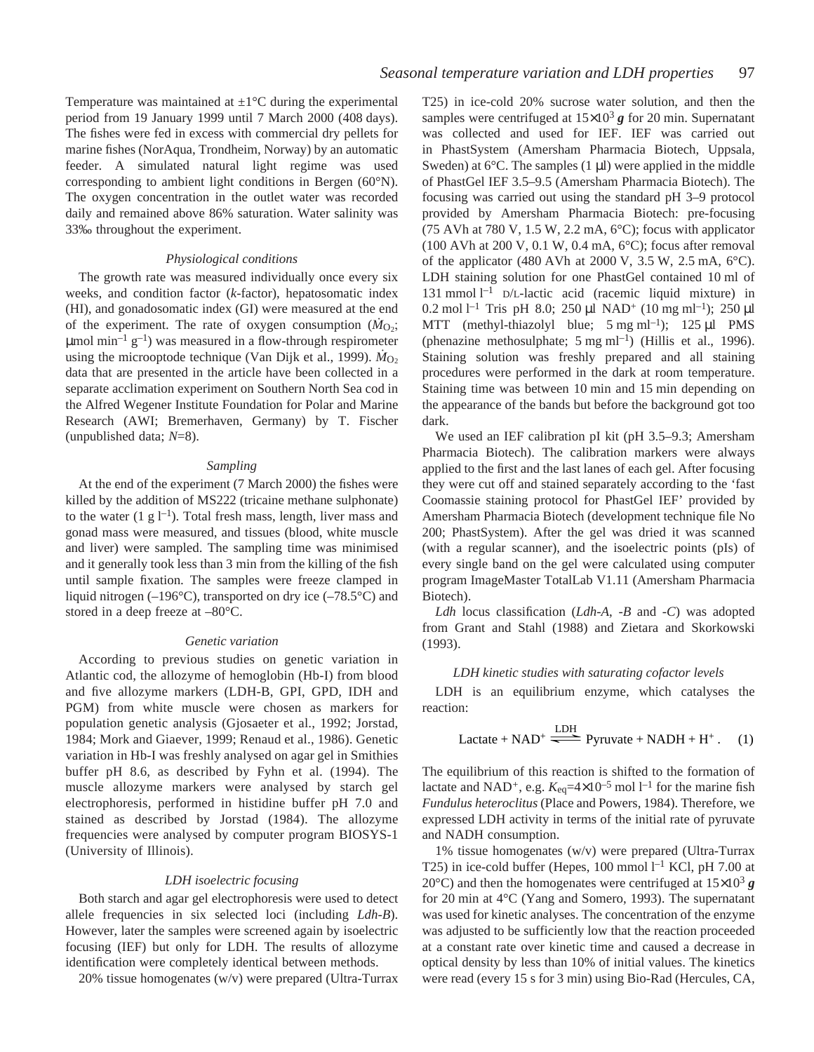Temperature was maintained at ±1°C during the experimental period from 19 January 1999 until 7 March 2000 (408 days). The fishes were fed in excess with commercial dry pellets for marine fishes (NorAqua, Trondheim, Norway) by an automatic feeder. A simulated natural light regime was used corresponding to ambient light conditions in Bergen (60°N). The oxygen concentration in the outlet water was recorded daily and remained above 86% saturation. Water salinity was 33‰ throughout the experiment.

### *Physiological conditions*

The growth rate was measured individually once every six weeks, and condition factor (*k*-factor), hepatosomatic index (HI), and gonadosomatic index (GI) were measured at the end of the experiment. The rate of oxygen consumption ($\dot{M}_{O_2}$; μmol min$^{-1}$ g$^{-1}$) was measured in a flow-through respirometer using the microoptode technique (Van Dijk et al., 1999). $\dot{M}_{O_2}$ data that are presented in the article have been collected in a separate acclimation experiment on Southern North Sea cod in the Alfred Wegener Institute Foundation for Polar and Marine Research (AWI; Bremerhaven, Germany) by T. Fischer (unpublished data; *N*=8).

### *Sampling*

At the end of the experiment (7 March 2000) the fishes were killed by the addition of MS222 (tricaine methane sulphonate) to the water (1 g l$^{-1}$). Total fresh mass, length, liver mass and gonad mass were measured, and tissues (blood, white muscle and liver) were sampled. The sampling time was minimised and it generally took less than 3 min from the killing of the fish until sample fixation. The samples were freeze clamped in liquid nitrogen (–196°C), transported on dry ice (–78.5°C) and stored in a deep freeze at –80°C.

### *Genetic variation*

According to previous studies on genetic variation in Atlantic cod, the allozyme of hemoglobin (Hb-I) from blood and five allozyme markers (LDH-B, GPI, GPD, IDH and PGM) from white muscle were chosen as markers for population genetic analysis (Gjosaeter et al., 1992; Jorstad, 1984; Mork and Giaever, 1999; Renaud et al., 1986). Genetic variation in Hb-I was freshly analysed on agar gel in Smithies buffer pH 8.6, as described by Fyhn et al. (1994). The muscle allozyme markers were analysed by starch gel electrophoresis, performed in histidine buffer pH 7.0 and stained as described by Jorstad (1984). The allozyme frequencies were analysed by computer program BIOSYS-1 (University of Illinois).

### *LDH isoelectric focusing*

Both starch and agar gel electrophoresis were used to detect allele frequencies in six selected loci (including *Ldh-B*). However, later the samples were screened again by isoelectric focusing (IEF) but only for LDH. The results of allozyme identification were completely identical between methods.

20% tissue homogenates (w/v) were prepared (Ultra-Turrax T25) in ice-cold 20% sucrose water solution, and then the samples were centrifuged at 15×10$^{3}$ ***g*** for 20 min. Supernatant was collected and used for IEF. IEF was carried out in PhastSystem (Amersham Pharmacia Biotech, Uppsala, Sweden) at 6°C. The samples (1 μl) were applied in the middle of PhastGel IEF 3.5–9.5 (Amersham Pharmacia Biotech). The focusing was carried out using the standard pH 3–9 protocol provided by Amersham Pharmacia Biotech: pre-focusing (75 AVh at 780 V, 1.5 W, 2.2 mA, 6°C); focus with applicator (100 AVh at 200 V, 0.1 W, 0.4 mA, 6°C); focus after removal of the applicator (480 AVh at 2000 V, 3.5 W, 2.5 mA, 6°C). LDH staining solution for one PhastGel contained 10 ml of 131 mmol l$^{-1}$ D/L-lactic acid (racemic liquid mixture) in 0.2 mol l$^{-1}$ Tris pH 8.0; 250 μl NAD$^{+}$ (10 mg ml$^{-1}$); 250 μl MTT (methyl-thiazolyl blue; 5 mg ml$^{-1}$); 125 μl PMS (phenazine methosulphate; 5 mg ml$^{-1}$) (Hillis et al., 1996). Staining solution was freshly prepared and all staining procedures were performed in the dark at room temperature. Staining time was between 10 min and 15 min depending on the appearance of the bands but before the background got too dark.

We used an IEF calibration pI kit (pH 3.5–9.3; Amersham Pharmacia Biotech). The calibration markers were always applied to the first and the last lanes of each gel. After focusing they were cut off and stained separately according to the 'fast Coomassie staining protocol for PhastGel IEF' provided by Amersham Pharmacia Biotech (development technique file No 200; PhastSystem). After the gel was dried it was scanned (with a regular scanner), and the isoelectric points (pIs) of every single band on the gel were calculated using computer program ImageMaster TotalLab V1.11 (Amersham Pharmacia Biotech).

*Ldh* locus classification (*Ldh-A*, *-B* and *-C*) was adopted from Grant and Stahl (1988) and Zietara and Skorkowski (1993).

### *LDH kinetic studies with saturating cofactor levels*

LDH is an equilibrium enzyme, which catalyses the reaction:

$$\text{Lactate} + \text{NAD}^{+} \underset{}{\overset{\text{LDH}}{\rightleftharpoons}} \text{Pyruvate} + \text{NADH} + \text{H}^{+}\,. \quad (1)$$

The equilibrium of this reaction is shifted to the formation of lactate and NAD$^{+}$, e.g. $K_{eq}$=4×10$^{-5}$ mol l$^{-1}$ for the marine fish *Fundulus heteroclitus* (Place and Powers, 1984). Therefore, we expressed LDH activity in terms of the initial rate of pyruvate and NADH consumption.

1% tissue homogenates (w/v) were prepared (Ultra-Turrax T25) in ice-cold buffer (Hepes, 100 mmol l$^{-1}$ KCl, pH 7.00 at 20°C) and then the homogenates were centrifuged at 15×10$^{3}$ ***g*** for 20 min at 4°C (Yang and Somero, 1993). The supernatant was used for kinetic analyses. The concentration of the enzyme was adjusted to be sufficiently low that the reaction proceeded at a constant rate over kinetic time and caused a decrease in optical density by less than 10% of initial values. The kinetics were read (every 15 s for 3 min) using Bio-Rad (Hercules, CA,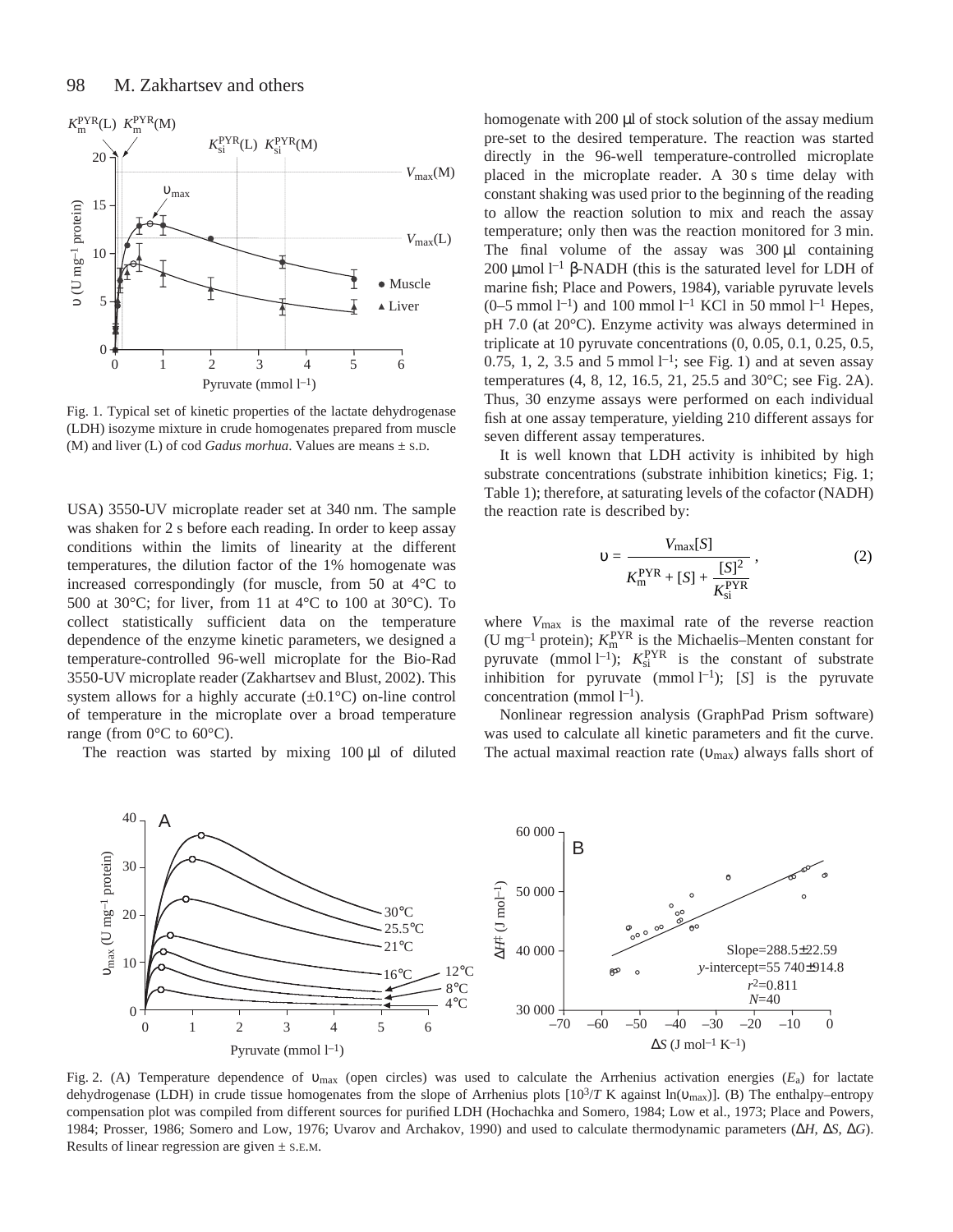Fig. 1. Typical set of kinetic properties of the lactate dehydrogenase (LDH) isozyme mixture in crude homogenates prepared from muscle (M) and liver (L) of cod *Gadus morhua*. Values are means ± S.D.

USA) 3550-UV microplate reader set at 340 nm. The sample was shaken for 2 s before each reading. In order to keep assay conditions within the limits of linearity at the different temperatures, the dilution factor of the 1% homogenate was increased correspondingly (for muscle, from 50 at 4°C to 500 at 30°C; for liver, from 11 at 4°C to 100 at 30°C). To collect statistically sufficient data on the temperature dependence of the enzyme kinetic parameters, we designed a temperature-controlled 96-well microplate for the Bio-Rad 3550-UV microplate reader (Zakhartsev and Blust, 2002). This system allows for a highly accurate (±0.1°C) on-line control of temperature in the microplate over a broad temperature range (from 0°C to 60°C).

The reaction was started by mixing 100 μl of diluted homogenate with 200 μl of stock solution of the assay medium pre-set to the desired temperature. The reaction was started directly in the 96-well temperature-controlled microplate placed in the microplate reader. A 30 s time delay with constant shaking was used prior to the beginning of the reading to allow the reaction solution to mix and reach the assay temperature; only then was the reaction monitored for 3 min. The final volume of the assay was 300 μl containing 200 μmol $l^{-1}$ β-NADH (this is the saturated level for LDH of marine fish; Place and Powers, 1984), variable pyruvate levels (0–5 mmol $l^{-1}$) and 100 mmol $l^{-1}$ KCl in 50 mmol $l^{-1}$ Hepes, pH 7.0 (at 20°C). Enzyme activity was always determined in triplicate at 10 pyruvate concentrations (0, 0.05, 0.1, 0.25, 0.5, 0.75, 1, 2, 3.5 and 5 mmol $l^{-1}$; see Fig. 1) and at seven assay temperatures (4, 8, 12, 16.5, 21, 25.5 and 30°C; see Fig. 2A). Thus, 30 enzyme assays were performed on each individual fish at one assay temperature, yielding 210 different assays for seven different assay temperatures.

It is well known that LDH activity is inhibited by high substrate concentrations (substrate inhibition kinetics; Fig. 1; Table 1); therefore, at saturating levels of the cofactor (NADH) the reaction rate is described by:

$$\upsilon = \frac{V_{max}[S]}{K_m^{PYR} + [S] + \dfrac{[S]^2}{K_{si}^{PYR}}}\,, \qquad (2)$$

where $V_{max}$ is the maximal rate of the reverse reaction (U $mg^{-1}$ protein); $K_m^{PYR}$ is the Michaelis–Menten constant for pyruvate (mmol $l^{-1}$); $K_{si}^{PYR}$ is the constant of substrate inhibition for pyruvate (mmol $l^{-1}$); [$S$] is the pyruvate concentration (mmol $l^{-1}$).

Nonlinear regression analysis (GraphPad Prism software) was used to calculate all kinetic parameters and fit the curve. The actual maximal reaction rate ($\upsilon_{max}$) always falls short of

Fig. 2. (A) Temperature dependence of $\upsilon_{max}$ (open circles) was used to calculate the Arrhenius activation energies ($E_a$) for lactate dehydrogenase (LDH) in crude tissue homogenates from the slope of Arrhenius plots [$10^3/T$ K against $\ln(\upsilon_{max})$]. (B) The enthalpy–entropy compensation plot was compiled from different sources for purified LDH (Hochachka and Somero, 1984; Low et al., 1973; Place and Powers, 1984; Prosser, 1986; Somero and Low, 1976; Uvarov and Archakov, 1990) and used to calculate thermodynamic parameters ($\Delta H$, $\Delta S$, $\Delta G$). Results of linear regression are given ± S.E.M.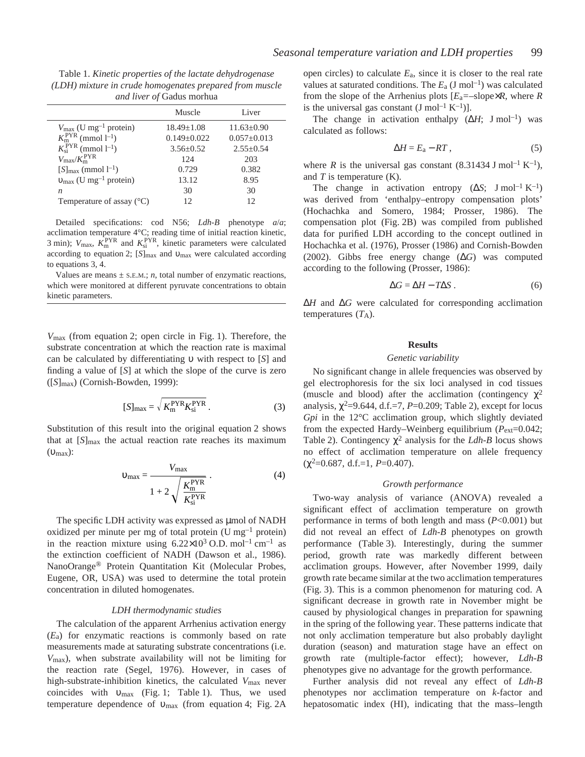Table 1. *Kinetic properties of the lactate dehydrogenase (LDH) mixture in crude homogenates prepared from muscle and liver of* Gadus morhua

| | Muscle | Liver |
|---|---|---|
| $V_{max}$ (U mg$^{-1}$ protein) | 18.49±1.08 | 11.63±0.90 |
| $K_m^{PYR}$ (mmol l$^{-1}$) | 0.149±0.022 | 0.057±0.013 |
| $K_{si}^{PYR}$ (mmol l$^{-1}$) | 3.56±0.52 | 2.55±0.54 |
| $V_{max}/K_m^{PYR}$ | 124 | 203 |
| $[S]_{max}$ (mmol l$^{-1}$) | 0.729 | 0.382 |
| $\upsilon_{max}$ (U mg$^{-1}$ protein) | 13.12 | 8.95 |
| *n* | 30 | 30 |
| Temperature of assay (°C) | 12 | 12 |

Detailed specifications: cod N56; *Ldh-B* phenotype *a*/*a*; acclimation temperature 4°C; reading time of initial reaction kinetic, 3 min); $V_{max}$, $K_m^{PYR}$ and $K_{si}^{PYR}$, kinetic parameters were calculated according to equation 2; $[S]_{max}$ and $\upsilon_{max}$ were calculated according to equations 3, 4.

Values are means ± S.E.M.; *n*, total number of enzymatic reactions, which were monitored at different pyruvate concentrations to obtain kinetic parameters.

$V_{max}$ (from equation 2; open circle in Fig. 1). Therefore, the substrate concentration at which the reaction rate is maximal can be calculated by differentiating $\upsilon$ with respect to $[S]$ and finding a value of $[S]$ at which the slope of the curve is zero ($[S]_{max}$) (Cornish-Bowden, 1999):

$$[S]_{max} = \sqrt{K_m^{PYR} K_{si}^{PYR}}\,. \quad (3)$$

Substitution of this result into the original equation 2 shows that at $[S]_{max}$ the actual reaction rate reaches its maximum ($\upsilon_{max}$):

$$\upsilon_{max} = \frac{V_{max}}{1 + 2\sqrt{\dfrac{K_m^{PYR}}{K_{si}^{PYR}}}}\,. \quad (4)$$

The specific LDH activity was expressed as µmol of NADH oxidized per minute per mg of total protein (U mg$^{-1}$ protein) in the reaction mixture using $6.22\times10^3$ O.D. mol$^{-1}$ cm$^{-1}$ as the extinction coefficient of NADH (Dawson et al., 1986). NanoOrange® Protein Quantitation Kit (Molecular Probes, Eugene, OR, USA) was used to determine the total protein concentration in diluted homogenates.

### *LDH thermodynamic studies*

The calculation of the apparent Arrhenius activation energy ($E_a$) for enzymatic reactions is commonly based on rate measurements made at saturating substrate concentrations (i.e. $V_{max}$), when substrate availability will not be limiting for the reaction rate (Segel, 1976). However, in cases of high-substrate-inhibition kinetics, the calculated $V_{max}$ never coincides with $\upsilon_{max}$ (Fig. 1; Table 1). Thus, we used temperature dependence of $\upsilon_{max}$ (from equation 4; Fig. 2A open circles) to calculate $E_a$, since it is closer to the real rate values at saturated conditions. The $E_a$ (J mol$^{-1}$) was calculated from the slope of the Arrhenius plots [$E_a$=–slope×$R$, where $R$ is the universal gas constant (J mol$^{-1}$ K$^{-1}$)].

The change in activation enthalpy ($\Delta H$; J mol$^{-1}$) was calculated as follows:

$$\Delta H = E_a - RT\,, \quad (5)$$

where $R$ is the universal gas constant (8.31434 J mol$^{-1}$ K$^{-1}$), and $T$ is temperature (K).

The change in activation entropy ($\Delta S$; J mol$^{-1}$ K$^{-1}$) was derived from 'enthalpy–entropy compensation plots' (Hochachka and Somero, 1984; Prosser, 1986). The compensation plot (Fig. 2B) was compiled from published data for purified LDH according to the concept outlined in Hochachka et al. (1976), Prosser (1986) and Cornish-Bowden (2002). Gibbs free energy change ($\Delta G$) was computed according to the following (Prosser, 1986):

$$\Delta G = \Delta H - T\Delta S\,. \quad (6)$$

$\Delta H$ and $\Delta G$ were calculated for corresponding acclimation temperatures ($T_A$).

## Results

### *Genetic variability*

No significant change in allele frequencies was observed by gel electrophoresis for the six loci analysed in cod tissues (muscle and blood) after the acclimation (contingency $\chi^2$ analysis, $\chi^2$=9.644, d.f.=7, $P$=0.209; Table 2), except for locus *Gpi* in the 12°C acclimation group, which slightly deviated from the expected Hardy–Weinberg equilibrium ($P_{ext}$=0.042; Table 2). Contingency $\chi^2$ analysis for the *Ldh-B* locus shows no effect of acclimation temperature on allele frequency ($\chi^2$=0.687, d.f.=1, $P$=0.407).

### *Growth performance*

Two-way analysis of variance (ANOVA) revealed a significant effect of acclimation temperature on growth performance in terms of both length and mass ($P$<0.001) but did not reveal an effect of *Ldh-B* phenotypes on growth performance (Table 3). Interestingly, during the summer period, growth rate was markedly different between acclimation groups. However, after November 1999, daily growth rate became similar at the two acclimation temperatures (Fig. 3). This is a common phenomenon for maturing cod. A significant decrease in growth rate in November might be caused by physiological changes in preparation for spawning in the spring of the following year. These patterns indicate that not only acclimation temperature but also probably daylight duration (season) and maturation stage have an effect on growth rate (multiple-factor effect); however, *Ldh-B* phenotypes give no advantage for the growth performance.

Further analysis did not reveal any effect of *Ldh-B* phenotypes nor acclimation temperature on *k*-factor and hepatosomatic index (HI), indicating that the mass–length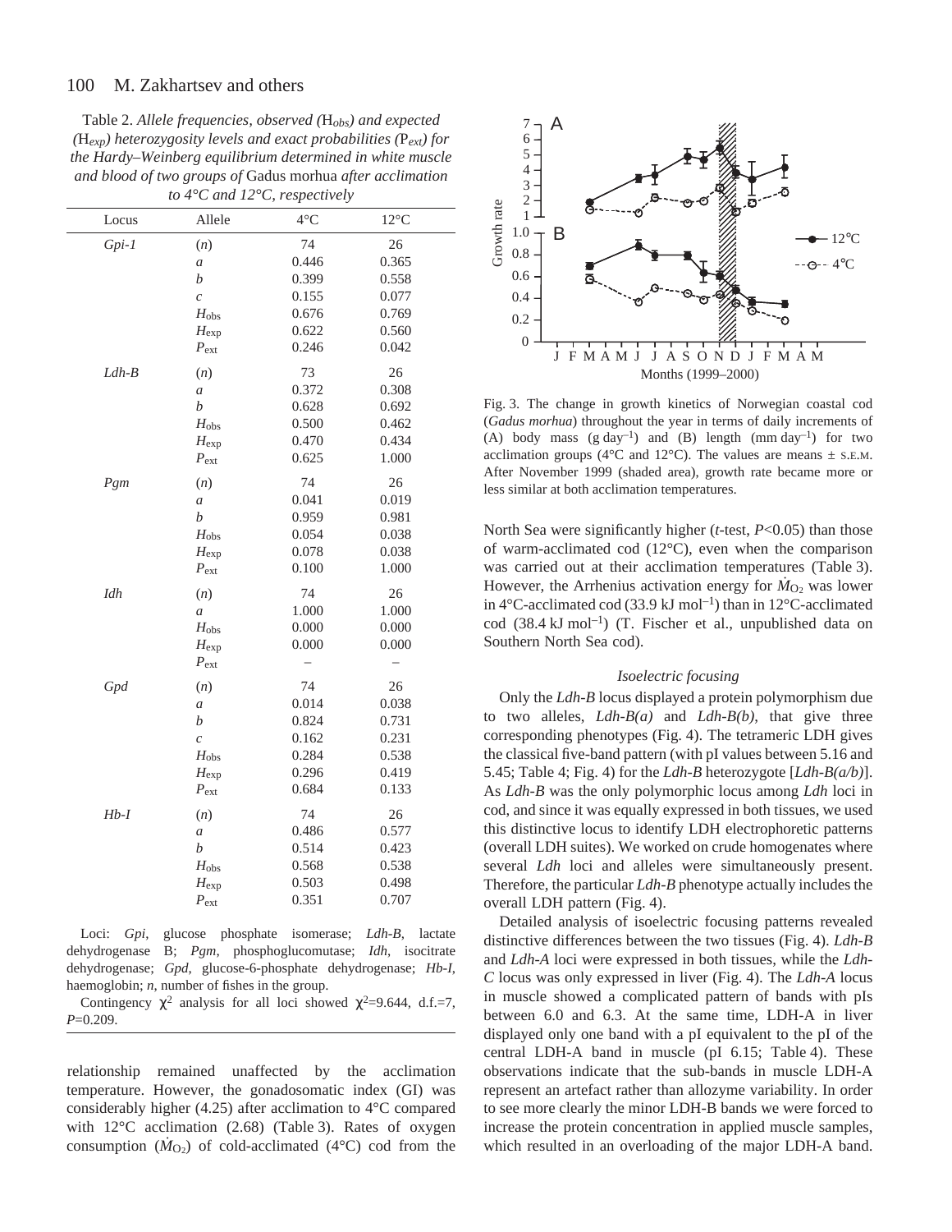Table 2. *Allele frequencies, observed ($H_{obs}$) and expected ($H_{exp}$) heterozygosity levels and exact probabilities ($P_{ext}$) for the Hardy–Weinberg equilibrium determined in white muscle and blood of two groups of* Gadus morhua *after acclimation to 4°C and 12°C, respectively*

| Locus | Allele | 4°C | 12°C |
|---|---|---|---|
| *Gpi-1* | (*n*) | 74 | 26 |
| | *a* | 0.446 | 0.365 |
| | *b* | 0.399 | 0.558 |
| | *c* | 0.155 | 0.077 |
| | $H_{obs}$ | 0.676 | 0.769 |
| | $H_{exp}$ | 0.622 | 0.560 |
| | $P_{ext}$ | 0.246 | 0.042 |
| *Ldh-B* | (*n*) | 73 | 26 |
| | *a* | 0.372 | 0.308 |
| | *b* | 0.628 | 0.692 |
| | $H_{obs}$ | 0.500 | 0.462 |
| | $H_{exp}$ | 0.470 | 0.434 |
| | $P_{ext}$ | 0.625 | 1.000 |
| *Pgm* | (*n*) | 74 | 26 |
| | *a* | 0.041 | 0.019 |
| | *b* | 0.959 | 0.981 |
| | $H_{obs}$ | 0.054 | 0.038 |
| | $H_{exp}$ | 0.078 | 0.038 |
| | $P_{ext}$ | 0.100 | 1.000 |
| *Idh* | (*n*) | 74 | 26 |
| | *a* | 1.000 | 1.000 |
| | $H_{obs}$ | 0.000 | 0.000 |
| | $H_{exp}$ | 0.000 | 0.000 |
| | $P_{ext}$ | – | – |
| *Gpd* | (*n*) | 74 | 26 |
| | *a* | 0.014 | 0.038 |
| | *b* | 0.824 | 0.731 |
| | *c* | 0.162 | 0.231 |
| | $H_{obs}$ | 0.284 | 0.538 |
| | $H_{exp}$ | 0.296 | 0.419 |
| | $P_{ext}$ | 0.684 | 0.133 |
| *Hb-I* | (*n*) | 74 | 26 |
| | *a* | 0.486 | 0.577 |
| | *b* | 0.514 | 0.423 |
| | $H_{obs}$ | 0.568 | 0.538 |
| | $H_{exp}$ | 0.503 | 0.498 |
| | $P_{ext}$ | 0.351 | 0.707 |

Loci: *Gpi*, glucose phosphate isomerase; *Ldh-B*, lactate dehydrogenase B; *Pgm*, phosphoglucomutase; *Idh*, isocitrate dehydrogenase; *Gpd*, glucose-6-phosphate dehydrogenase; *Hb-I*, haemoglobin; *n*, number of fishes in the group.

Contingency $\chi^2$ analysis for all loci showed $\chi^2$=9.644, d.f.=7, $P$=0.209.

relationship remained unaffected by the acclimation temperature. However, the gonadosomatic index (GI) was considerably higher (4.25) after acclimation to 4°C compared with 12°C acclimation (2.68) (Table 3). Rates of oxygen consumption ($\dot{M}_{O_2}$) of cold-acclimated (4°C) cod from the North Sea were significantly higher (*t*-test, $P$<0.05) than those of warm-acclimated cod (12°C), even when the comparison was carried out at their acclimation temperatures (Table 3). However, the Arrhenius activation energy for $\dot{M}_{O_2}$ was lower in 4°C-acclimated cod (33.9 kJ mol$^{-1}$) than in 12°C-acclimated cod (38.4 kJ mol$^{-1}$) (T. Fischer et al., unpublished data on Southern North Sea cod).

Fig. 3. The change in growth kinetics of Norwegian coastal cod (*Gadus morhua*) throughout the year in terms of daily increments of (A) body mass (g day$^{-1}$) and (B) length (mm day$^{-1}$) for two acclimation groups (4°C and 12°C). The values are means ± S.E.M. After November 1999 (shaded area), growth rate became more or less similar at both acclimation temperatures.

### Isoelectric focusing

Only the *Ldh-B* locus displayed a protein polymorphism due to two alleles, *Ldh-B(a)* and *Ldh-B(b)*, that give three corresponding phenotypes (Fig. 4). The tetrameric LDH gives the classical five-band pattern (with pI values between 5.16 and 5.45; Table 4; Fig. 4) for the *Ldh-B* heterozygote [*Ldh-B(a/b)*]. As *Ldh-B* was the only polymorphic locus among *Ldh* loci in cod, and since it was equally expressed in both tissues, we used this distinctive locus to identify LDH electrophoretic patterns (overall LDH suites). We worked on crude homogenates where several *Ldh* loci and alleles were simultaneously present. Therefore, the particular *Ldh-B* phenotype actually includes the overall LDH pattern (Fig. 4).

Detailed analysis of isoelectric focusing patterns revealed distinctive differences between the two tissues (Fig. 4). *Ldh-B* and *Ldh-A* loci were expressed in both tissues, while the *Ldh-C* locus was only expressed in liver (Fig. 4). The *Ldh-A* locus in muscle showed a complicated pattern of bands with pIs between 6.0 and 6.3. At the same time, LDH-A in liver displayed only one band with a pI equivalent to the pI of the central LDH-A band in muscle (pI 6.15; Table 4). These observations indicate that the sub-bands in muscle LDH-A represent an artefact rather than allozyme variability. In order to see more clearly the minor LDH-B bands we were forced to increase the protein concentration in applied muscle samples, which resulted in an overloading of the major LDH-A band.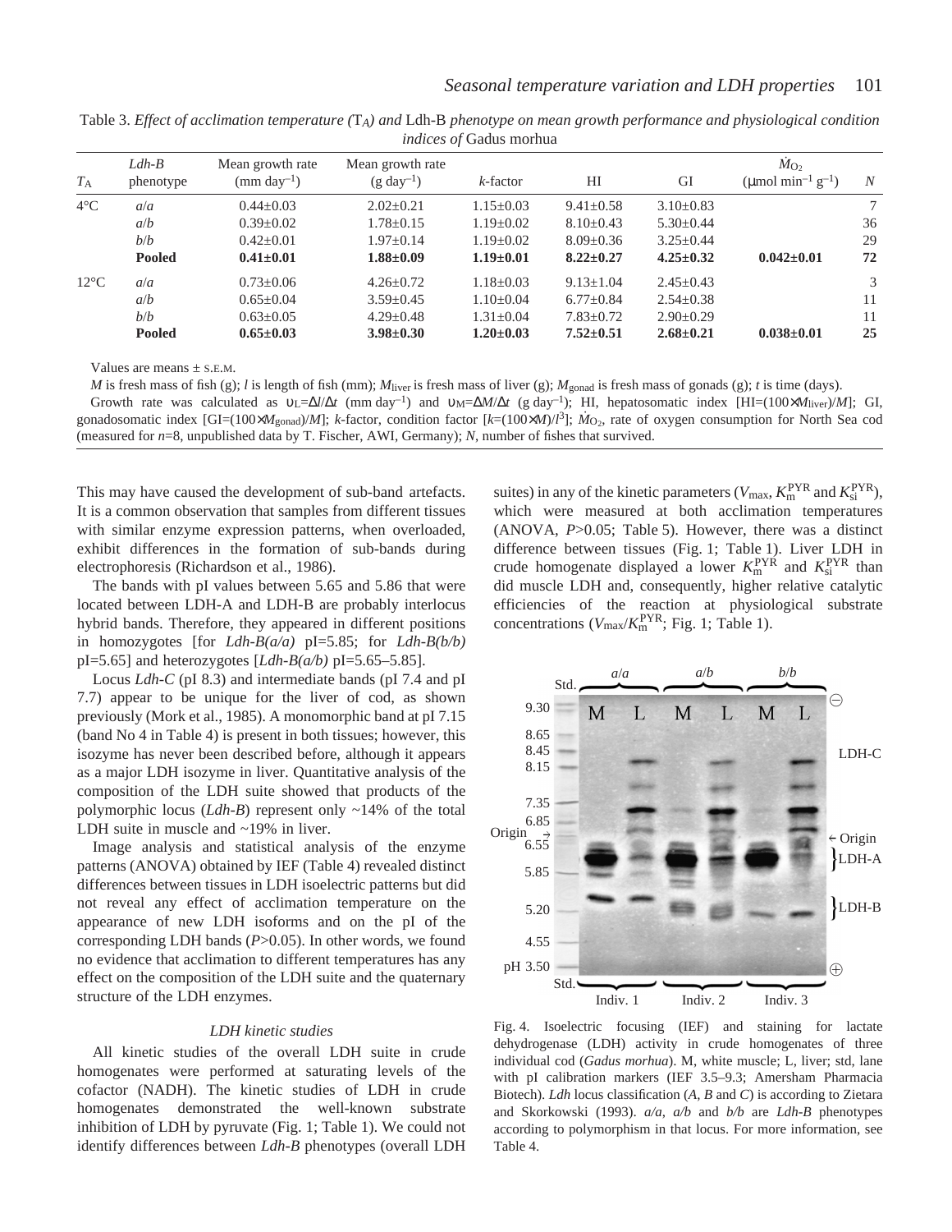Table 3. *Effect of acclimation temperature (T$_A$) and* Ldh-B *phenotype on mean growth performance and physiological condition indices of* Gadus morhua

| $T_A$ | *Ldh-B* phenotype | Mean growth rate (mm day$^{-1}$) | Mean growth rate (g day$^{-1}$) | *k*-factor | HI | GI | $\dot{M}_{O_2}$ (µmol min$^{-1}$ g$^{-1}$) | *N* |
|---|---|---|---|---|---|---|---|---|
| 4°C | *a*/*a* | 0.44±0.03 | 2.02±0.21 | 1.15±0.03 | 9.41±0.58 | 3.10±0.83 | | 7 |
| | *a*/*b* | 0.39±0.02 | 1.78±0.15 | 1.19±0.02 | 8.10±0.43 | 5.30±0.44 | | 36 |
| | *b*/*b* | 0.42±0.01 | 1.97±0.14 | 1.19±0.02 | 8.09±0.36 | 3.25±0.44 | | 29 |
| | **Pooled** | **0.41±0.01** | **1.88±0.09** | **1.19±0.01** | **8.22±0.27** | **4.25±0.32** | **0.042±0.01** | **72** |
| 12°C | *a*/*a* | 0.73±0.06 | 4.26±0.72 | 1.18±0.03 | 9.13±1.04 | 2.45±0.43 | | 3 |
| | *a*/*b* | 0.65±0.04 | 3.59±0.45 | 1.10±0.04 | 6.77±0.84 | 2.54±0.38 | | 11 |
| | *b*/*b* | 0.63±0.05 | 4.29±0.48 | 1.31±0.04 | 7.83±0.72 | 2.90±0.29 | | 11 |
| | **Pooled** | **0.65±0.03** | **3.98±0.30** | **1.20±0.03** | **7.52±0.51** | **2.68±0.21** | **0.038±0.01** | **25** |

Values are means ± S.E.M.

*M* is fresh mass of fish (g); *l* is length of fish (mm); $M_{liver}$ is fresh mass of liver (g); $M_{gonad}$ is fresh mass of gonads (g); *t* is time (days).

Growth rate was calculated as $\upsilon_L=\Delta l/\Delta t$ (mm day$^{-1}$) and $\upsilon_M=\Delta M/\Delta t$ (g day$^{-1}$); HI, hepatosomatic index [HI=(100×$M_{liver}$)/*M*]; GI, gonadosomatic index [GI=(100×$M_{gonad}$)/*M*]; *k*-factor, condition factor [$k$=(100×*M*)/$l^3$]; $\dot{M}_{O_2}$, rate of oxygen consumption for North Sea cod (measured for *n*=8, unpublished data by T. Fischer, AWI, Germany); *N*, number of fishes that survived.

This may have caused the development of sub-band artefacts. It is a common observation that samples from different tissues with similar enzyme expression patterns, when overloaded, exhibit differences in the formation of sub-bands during electrophoresis (Richardson et al., 1986).

The bands with pI values between 5.65 and 5.86 that were located between LDH-A and LDH-B are probably interlocus hybrid bands. Therefore, they appeared in different positions in homozygotes [for *Ldh-B(a/a)* pI=5.85; for *Ldh-B(b/b)* pI=5.65] and heterozygotes [*Ldh-B(a/b)* pI=5.65–5.85].

Locus *Ldh-C* (pI 8.3) and intermediate bands (pI 7.4 and pI 7.7) appear to be unique for the liver of cod, as shown previously (Mork et al., 1985). A monomorphic band at pI 7.15 (band No 4 in Table 4) is present in both tissues; however, this isozyme has never been described before, although it appears as a major LDH isozyme in liver. Quantitative analysis of the composition of the LDH suite showed that products of the polymorphic locus (*Ldh-B*) represent only ~14% of the total LDH suite in muscle and ~19% in liver.

Image analysis and statistical analysis of the enzyme patterns (ANOVA) obtained by IEF (Table 4) revealed distinct differences between tissues in LDH isoelectric patterns but did not reveal any effect of acclimation temperature on the appearance of new LDH isoforms and on the pI of the corresponding LDH bands ($P$>0.05). In other words, we found no evidence that acclimation to different temperatures has any effect on the composition of the LDH suite and the quaternary structure of the LDH enzymes.

### *LDH kinetic studies*

All kinetic studies of the overall LDH suite in crude homogenates were performed at saturating levels of the cofactor (NADH). The kinetic studies of LDH in crude homogenates demonstrated the well-known substrate inhibition of LDH by pyruvate (Fig. 1; Table 1). We could not identify differences between *Ldh-B* phenotypes (overall LDH suites) in any of the kinetic parameters ($V_{max}$, $K_m^{PYR}$ and $K_{si}^{PYR}$), which were measured at both acclimation temperatures (ANOVA, $P$>0.05; Table 5). However, there was a distinct difference between tissues (Fig. 1; Table 1). Liver LDH in crude homogenate displayed a lower $K_m^{PYR}$ and $K_{si}^{PYR}$ than did muscle LDH and, consequently, higher relative catalytic efficiencies of the reaction at physiological substrate concentrations ($V_{max}/K_m^{PYR}$; Fig. 1; Table 1).

Fig. 4. Isoelectric focusing (IEF) and staining for lactate dehydrogenase (LDH) activity in crude homogenates of three individual cod (*Gadus morhua*). M, white muscle; L, liver; std, lane with pI calibration markers (IEF 3.5–9.3; Amersham Pharmacia Biotech). *Ldh* locus classification (*A*, *B* and *C*) is according to Zietara and Skorkowski (1993). *a/a*, *a/b* and *b/b* are *Ldh-B* phenotypes according to polymorphism in that locus. For more information, see Table 4.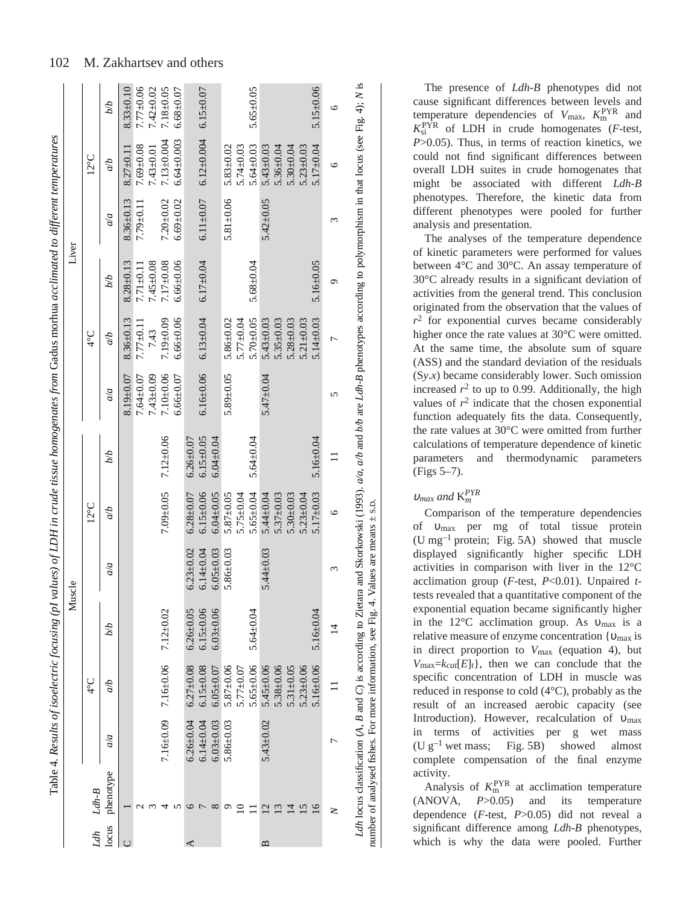Table 4. *Results of isoelectric focusing (pI values) of LDH in crude tissue homogenates from* Gadus morhua *acclimated to different temperatures*

| | | Muscle | | | | | | Liver | | | | | |
|---|---|---|---|---|---|---|---|---|---|---|---|---|---|
| | | 4°C | | | 12°C | | | 4°C | | | 12°C | | |
| *Ldh* locus | *Ldh-B* phenotype | *a/a* | *a/b* | *b/b* | *a/a* | *a/b* | *b/b* | *a/a* | *a/b* | *b/b* | *a/a* | *a/b* | *b/b* |
| C | 1 | | | | | | | 8.19±0.07 | 8.36±0.13 | 8.28±0.13 | 8.36±0.13 | 8.27±0.11 | 8.33±0.10 |
| | 2 | | | | | | | 7.64±0.07 | 7.77±0.11 | 7.71±0.11 | 7.79±0.11 | 7.69±0.08 | 7.77±0.06 |
| | 3 | | | | | | | 7.43±0.09 | 7.43 | 7.45±0.08 | | 7.43±0.01 | 7.42±0.02 |
| | 4 | 7.16±0.09 | 7.16±0.06 | 7.12±0.02 | | 7.09±0.05 | 7.12±0.06 | 7.10±0.06 | 7.19±0.09 | 7.17±0.08 | 7.20±0.02 | 7.13±0.004 | 7.18±0.05 |
| | 5 | | | | | | | 6.66±0.07 | 6.66±0.06 | 6.66±0.06 | 6.69±0.02 | 6.64±0.003 | 6.68±0.07 |
| A | 6 | 6.26±0.04 | 6.27±0.08 | 6.26±0.05 | 6.23±0.02 | 6.28±0.07 | 6.26±0.07 | | | | | | |
| | 7 | 6.14±0.04 | 6.15±0.08 | 6.15±0.06 | 6.14±0.04 | 6.15±0.06 | 6.15±0.05 | 6.16±0.06 | 6.13±0.04 | 6.17±0.04 | 6.11±0.07 | 6.12±0.004 | 6.15±0.07 |
| | 8 | 6.03±0.03 | 6.05±0.07 | 6.03±0.06 | 6.05±0.03 | 6.04±0.05 | 6.04±0.04 | | | | | | |
| | 9 | 5.86±0.03 | 5.87±0.06 | | 5.86±0.03 | 5.87±0.05 | | 5.89±0.05 | 5.86±0.02 | | 5.81±0.06 | 5.83±0.02 | |
| | 10 | | 5.77±0.07 | | | 5.75±0.04 | | | 5.77±0.04 | | | 5.74±0.03 | |
| | 11 | | 5.65±0.06 | 5.64±0.04 | | 5.65±0.04 | 5.64±0.04 | | 5.70±0.05 | 5.68±0.04 | | 5.64±0.03 | 5.65±0.05 |
| B | 12 | 5.43±0.02 | 5.45±0.06 | | 5.44±0.03 | 5.44±0.04 | | 5.47±0.04 | 5.43±0.03 | | 5.42±0.05 | 5.43±0.03 | |
| | 13 | | 5.38±0.06 | | | 5.37±0.03 | | | 5.35±0.03 | | | 5.36±0.04 | |
| | 14 | | 5.31±0.05 | | | 5.30±0.03 | | | 5.28±0.03 | | | 5.30±0.04 | |
| | 15 | | 5.23±0.06 | | | 5.23±0.04 | | | 5.21±0.03 | | | 5.23±0.03 | |
| | 16 | | 5.16±0.06 | 5.16±0.04 | | 5.17±0.03 | 5.16±0.04 | | 5.14±0.03 | 5.16±0.05 | | 5.17±0.04 | 5.15±0.06 |
| *N* | | 7 | 11 | 14 | 3 | 6 | 11 | 5 | 7 | 9 | 3 | 6 | 6 |

*Ldh* locus classification (*A*, *B* and *C*) is according to Zietara and Skorkowski (1993). *a/a*, *a/b* and *b/b* are *Ldh-B* phenotypes according to polymorphism in that locus (see Fig. 4); *N* is number of analysed fishes. For more information, see Fig. 4. Values are means ± S.D.

The presence of *Ldh-B* phenotypes did not cause significant differences between levels and temperature dependencies of $V_{max}$, $K_m^{PYR}$ and $K_{si}^{PYR}$ of LDH in crude homogenates (*F*-test, $P>0.05$). Thus, in terms of reaction kinetics, we could not find significant differences between overall LDH suites in crude homogenates that might be associated with different *Ldh-B* phenotypes. Therefore, the kinetic data from different phenotypes were pooled for further analysis and presentation.

The analyses of the temperature dependence of kinetic parameters were performed for values between 4°C and 30°C. An assay temperature of 30°C already results in a significant deviation of activities from the general trend. This conclusion originated from the observation that the values of $r^2$ for exponential curves became considerably higher once the rate values at 30°C were omitted. At the same time, the absolute sum of square (ASS) and the standard deviation of the residuals ($Sy.x$) became considerably lower. Such omission increased $r^2$ to up to 0.99. Additionally, the high values of $r^2$ indicate that the chosen exponential function adequately fits the data. Consequently, the rate values at 30°C were omitted from further calculations of temperature dependence of kinetic parameters and thermodynamic parameters (Figs 5–7).

### $\upsilon_{max}$ and $K_m^{PYR}$

Comparison of the temperature dependencies of $\upsilon_{max}$ per mg of total tissue protein (U mg$^{-1}$ protein; Fig. 5A) showed that muscle displayed significantly higher specific LDH activities in comparison with liver in the 12°C acclimation group (*F*-test, $P<0.01$). Unpaired *t*-tests revealed that a quantitative component of the exponential equation became significantly higher in the 12°C acclimation group. As $\upsilon_{max}$ is a relative measure of enzyme concentration {$\upsilon_{max}$ is in direct proportion to $V_{max}$ (equation 4), but $V_{max}=k_{cat}[E]_t$}, then we can conclude that the specific concentration of LDH in muscle was reduced in response to cold (4°C), probably as the result of an increased aerobic capacity (see Introduction). However, recalculation of $\upsilon_{max}$ in terms of activities per g wet mass (U g$^{-1}$ wet mass; Fig. 5B) showed almost complete compensation of the final enzyme activity.

Analysis of $K_m^{PYR}$ at acclimation temperature (ANOVA, $P>0.05$) and its temperature dependence (*F*-test, $P>0.05$) did not reveal a significant difference among *Ldh-B* phenotypes, which is why the data were pooled. Further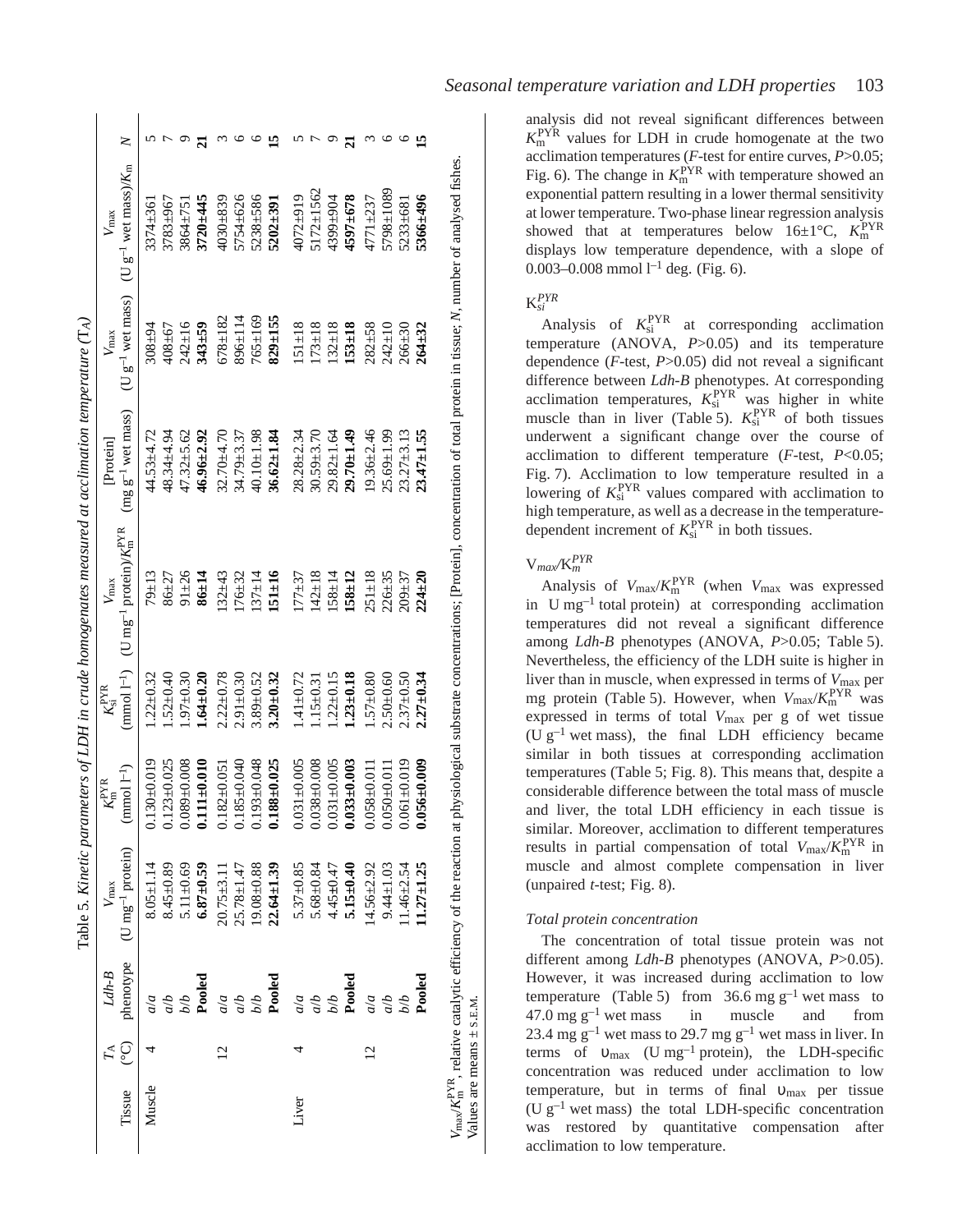Table 5. *Kinetic parameters of LDH in crude homogenates measured at acclimation temperature ($T_A$)*

| Tissue | $T_A$ (°C) | *Ldh-B* phenotype | $V_{max}$ (U mg$^{-1}$ protein) | $K_m^{PYR}$ (mmol l$^{-1}$) | $K_{si}^{PYR}$ (mmol l$^{-1}$) | $V_{max}$ (U mg$^{-1}$ protein)/$K_m^{PYR}$ | [Protein] (mg g$^{-1}$ wet mass) | $V_{max}$ (U g$^{-1}$ wet mass) | $V_{max}$ (U g$^{-1}$ wet mass)/$K_m$ | N |
|---|---|---|---|---|---|---|---|---|---|---|
| Muscle | 4 | *a/a* | 8.05±1.14 | 0.130±0.019 | 1.22±0.32 | 79±13 | 44.53±4.72 | 308±94 | 3374±361 | 5 |
| | | *a/b* | 8.45±0.89 | 0.123±0.025 | 1.52±0.40 | 86±27 | 48.34±4.94 | 408±67 | 3783±967 | 7 |
| | | *b/b* | 5.11±0.69 | 0.089±0.008 | 1.97±0.30 | 91±26 | 47.32±5.62 | 242±16 | 3864±751 | 9 |
| | | **Pooled** | **6.87±0.59** | **0.111±0.010** | **1.64±0.20** | **86±14** | **46.96±2.92** | **343±59** | **3720±445** | **21** |
| | 12 | *a/a* | 20.75±3.11 | 0.182±0.051 | 2.22±0.78 | 132±43 | 32.70±4.70 | 678±182 | 4030±839 | 3 |
| | | *a/b* | 25.78±1.47 | 0.185±0.040 | 2.91±0.30 | 176±32 | 34.79±3.37 | 896±114 | 5754±626 | 6 |
| | | *b/b* | 19.08±0.88 | 0.193±0.048 | 3.89±0.52 | 137±14 | 40.10±1.98 | 765±169 | 5238±586 | 6 |
| | | **Pooled** | **22.64±1.39** | **0.188±0.025** | **3.20±0.32** | **151±16** | **36.62±1.84** | **829±155** | **5202±391** | **15** |
| Liver | 4 | *a/a* | 5.37±0.85 | 0.031±0.005 | 1.41±0.72 | 177±37 | 28.28±2.34 | 151±18 | 4072±919 | 5 |
| | | *a/b* | 5.68±0.84 | 0.038±0.008 | 1.15±0.31 | 142±18 | 30.59±3.70 | 173±18 | 5172±1562 | 7 |
| | | *b/b* | 4.45±0.47 | 0.031±0.005 | 1.22±0.15 | 158±14 | 29.82±1.64 | 132±18 | 4399±904 | 9 |
| | | **Pooled** | **5.15±0.40** | **0.033±0.003** | **1.23±0.18** | **158±12** | **29.70±1.49** | **153±18** | **4597±678** | **21** |
| | 12 | *a/a* | 14.56±2.92 | 0.058±0.011 | 1.57±0.80 | 251±18 | 19.36±2.46 | 282±58 | 4771±237 | 3 |
| | | *a/b* | 9.44±1.03 | 0.050±0.011 | 2.50±0.60 | 226±35 | 25.69±1.99 | 242±10 | 5798±1089 | 6 |
| | | *b/b* | 11.46±2.54 | 0.061±0.019 | 2.37±0.50 | 209±37 | 23.27±3.13 | 266±30 | 5233±681 | 6 |
| | | **Pooled** | **11.27±1.25** | **0.056±0.009** | **2.27±0.34** | **224±20** | **23.47±1.55** | **264±32** | **5366±496** | **15** |

$V_{max}/K_m^{PYR}$, relative catalytic efficiency of the reaction at physiological substrate concentrations; [Protein], concentration of total protein in tissue; *N*, number of analysed fishes.
Values are means ± S.E.M.

analysis did not reveal significant differences between $K_m^{PYR}$ values for LDH in crude homogenate at the two acclimation temperatures (*F*-test for entire curves, $P>0.05$; Fig. 6). The change in $K_m^{PYR}$ with temperature showed an exponential pattern resulting in a lower thermal sensitivity at lower temperature. Two-phase linear regression analysis showed that at temperatures below 16±1°C, $K_m^{PYR}$ displays low temperature dependence, with a slope of 0.003–0.008 mmol l$^{-1}$ deg. (Fig. 6).

### $K_{si}^{PYR}$

Analysis of $K_{si}^{PYR}$ at corresponding acclimation temperature (ANOVA, $P>0.05$) and its temperature dependence (*F*-test, $P>0.05$) did not reveal a significant difference between *Ldh-B* phenotypes. At corresponding acclimation temperatures, $K_{si}^{PYR}$ was higher in white muscle than in liver (Table 5). $K_{si}^{PYR}$ of both tissues underwent a significant change over the course of acclimation to different temperature (*F*-test, $P<0.05$; Fig. 7). Acclimation to low temperature resulted in a lowering of $K_{si}^{PYR}$ values compared with acclimation to high temperature, as well as a decrease in the temperature-dependent increment of $K_{si}^{PYR}$ in both tissues.

### $V_{max}/K_m^{PYR}$

Analysis of $V_{max}/K_m^{PYR}$ (when $V_{max}$ was expressed in U mg$^{-1}$ total protein) at corresponding acclimation temperatures did not reveal a significant difference among *Ldh-B* phenotypes (ANOVA, $P>0.05$; Table 5). Nevertheless, the efficiency of the LDH suite is higher in liver than in muscle, when expressed in terms of $V_{max}$ per mg protein (Table 5). However, when $V_{max}/K_m^{PYR}$ was expressed in terms of total $V_{max}$ per g of wet tissue (U g$^{-1}$ wet mass), the final LDH efficiency became similar in both tissues at corresponding acclimation temperatures (Table 5; Fig. 8). This means that, despite a considerable difference between the total mass of muscle and liver, the total LDH efficiency in each tissue is similar. Moreover, acclimation to different temperatures results in partial compensation of total $V_{max}/K_m^{PYR}$ in muscle and almost complete compensation in liver (unpaired *t*-test; Fig. 8).

### *Total protein concentration*

The concentration of total tissue protein was not different among *Ldh-B* phenotypes (ANOVA, $P>0.05$). However, it was increased during acclimation to low temperature (Table 5) from 36.6 mg g$^{-1}$ wet mass to 47.0 mg g$^{-1}$ wet mass in muscle and from 23.4 mg g$^{-1}$ wet mass to 29.7 mg g$^{-1}$ wet mass in liver. In terms of $\upsilon_{max}$ (U mg$^{-1}$ protein), the LDH-specific concentration was reduced under acclimation to low temperature, but in terms of final $\upsilon_{max}$ per tissue (U g$^{-1}$ wet mass) the total LDH-specific concentration was restored by quantitative compensation after acclimation to low temperature.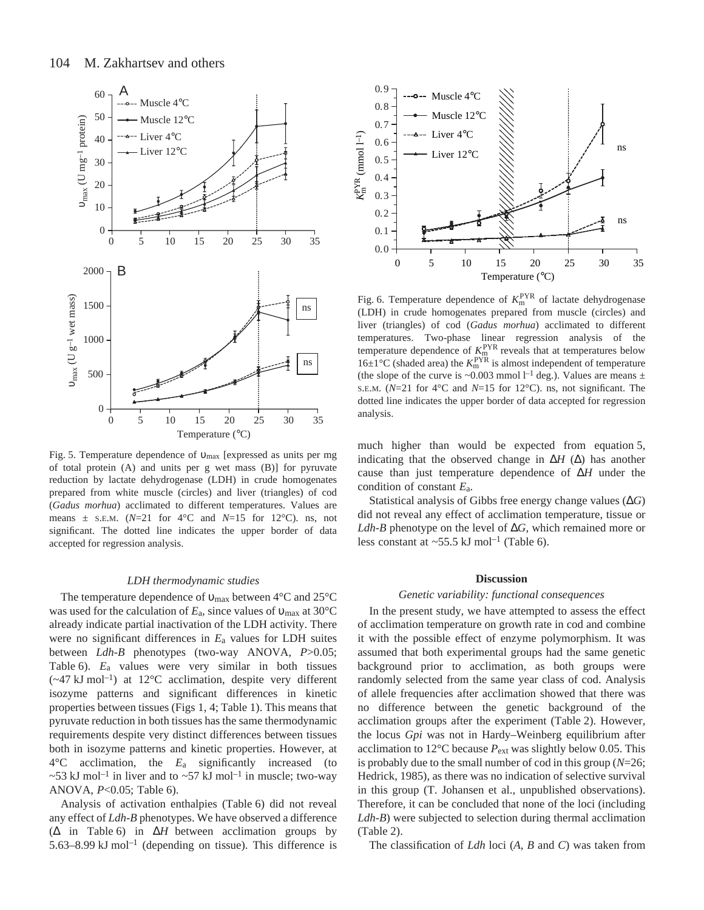Fig. 5. Temperature dependence of $\upsilon_{max}$ [expressed as units per mg of total protein (A) and units per g wet mass (B)] for pyruvate reduction by lactate dehydrogenase (LDH) in crude homogenates prepared from white muscle (circles) and liver (triangles) of cod (*Gadus morhua*) acclimated to different temperatures. Values are means ± S.E.M. ($N$=21 for 4°C and $N$=15 for 12°C). ns, not significant. The dotted line indicates the upper border of data accepted for regression analysis.

Fig. 6. Temperature dependence of $K_m^{PYR}$ of lactate dehydrogenase (LDH) in crude homogenates prepared from muscle (circles) and liver (triangles) of cod (*Gadus morhua*) acclimated to different temperatures. Two-phase linear regression analysis of the temperature dependence of $K_m^{PYR}$ reveals that at temperatures below 16±1°C (shaded area) the $K_m^{PYR}$ is almost independent of temperature (the slope of the curve is ~0.003 mmol $l^{-1}$ deg.). Values are means ± S.E.M. ($N$=21 for 4°C and $N$=15 for 12°C). ns, not significant. The dotted line indicates the upper border of data accepted for regression analysis.

### LDH thermodynamic studies

The temperature dependence of $\upsilon_{max}$ between 4°C and 25°C was used for the calculation of $E_a$, since values of $\upsilon_{max}$ at 30°C already indicate partial inactivation of the LDH activity. There were no significant differences in $E_a$ values for LDH suites between *Ldh-B* phenotypes (two-way ANOVA, $P$>0.05; Table 6). $E_a$ values were very similar in both tissues (~47 kJ $mol^{-1}$) at 12°C acclimation, despite very different isozyme patterns and significant differences in kinetic properties between tissues (Figs 1, 4; Table 1). This means that pyruvate reduction in both tissues has the same thermodynamic requirements despite very distinct differences between tissues both in isozyme patterns and kinetic properties. However, at 4°C acclimation, the $E_a$ significantly increased (to ~53 kJ $mol^{-1}$ in liver and to ~57 kJ $mol^{-1}$ in muscle; two-way ANOVA, $P$<0.05; Table 6).

Analysis of activation enthalpies (Table 6) did not reveal any effect of *Ldh-B* phenotypes. We have observed a difference (Δ in Table 6) in $\Delta H$ between acclimation groups by 5.63–8.99 kJ $mol^{-1}$ (depending on tissue). This difference is much higher than would be expected from equation 5, indicating that the observed change in $\Delta H$ (Δ) has another cause than just temperature dependence of $\Delta H$ under the condition of constant $E_a$.

Statistical analysis of Gibbs free energy change values ($\Delta G$) did not reveal any effect of acclimation temperature, tissue or *Ldh-B* phenotype on the level of $\Delta G$, which remained more or less constant at ~55.5 kJ $mol^{-1}$ (Table 6).

## Discussion

### Genetic variability: functional consequences

In the present study, we have attempted to assess the effect of acclimation temperature on growth rate in cod and combine it with the possible effect of enzyme polymorphism. It was assumed that both experimental groups had the same genetic background prior to acclimation, as both groups were randomly selected from the same year class of cod. Analysis of allele frequencies after acclimation showed that there was no difference between the genetic background of the acclimation groups after the experiment (Table 2). However, the locus *Gpi* was not in Hardy–Weinberg equilibrium after acclimation to 12°C because $P_{ext}$ was slightly below 0.05. This is probably due to the small number of cod in this group ($N$=26; Hedrick, 1985), as there was no indication of selective survival in this group (T. Johansen et al., unpublished observations). Therefore, it can be concluded that none of the loci (including *Ldh-B*) were subjected to selection during thermal acclimation (Table 2).

The classification of *Ldh* loci (*A*, *B* and *C*) was taken from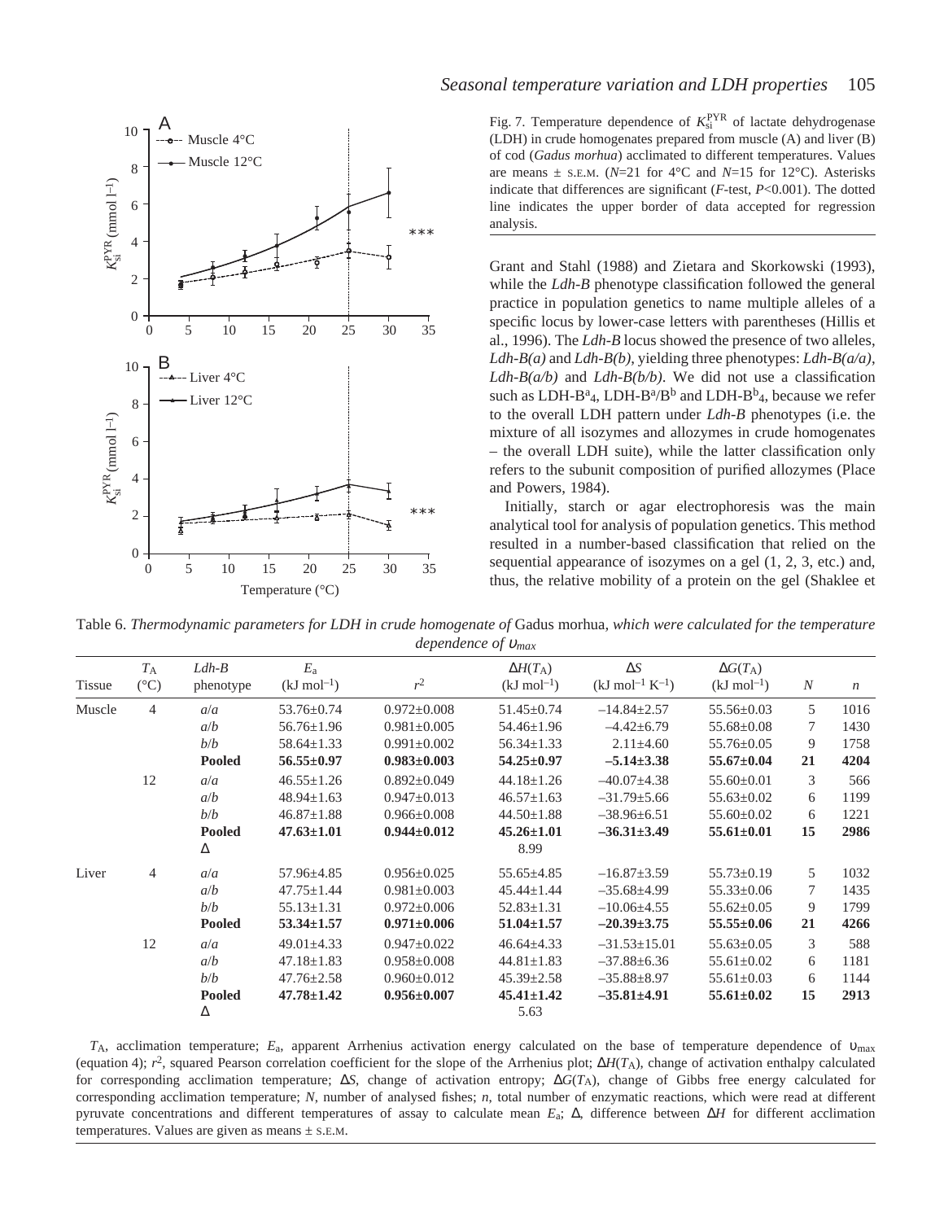Fig. 7. Temperature dependence of $K_{si}^{PYR}$ of lactate dehydrogenase (LDH) in crude homogenates prepared from muscle (A) and liver (B) of cod (*Gadus morhua*) acclimated to different temperatures. Values are means ± S.E.M. ($N$=21 for 4°C and $N$=15 for 12°C). Asterisks indicate that differences are significant ($F$-test, $P$<0.001). The dotted line indicates the upper border of data accepted for regression analysis.

Grant and Stahl (1988) and Zietara and Skorkowski (1993), while the *Ldh-B* phenotype classification followed the general practice in population genetics to name multiple alleles of a specific locus by lower-case letters with parentheses (Hillis et al., 1996). The *Ldh-B* locus showed the presence of two alleles, *Ldh-B(a)* and *Ldh-B(b)*, yielding three phenotypes: *Ldh-B(a/a)*, *Ldh-B(a/b)* and *Ldh-B(b/b)*. We did not use a classification such as LDH-$B^a_4$, LDH-$B^a$/$B^b$ and LDH-$B^b_4$, because we refer to the overall LDH pattern under *Ldh-B* phenotypes (i.e. the mixture of all isozymes and allozymes in crude homogenates – the overall LDH suite), while the latter classification only refers to the subunit composition of purified allozymes (Place and Powers, 1984).

Initially, starch or agar electrophoresis was the main analytical tool for analysis of population genetics. This method resulted in a number-based classification that relied on the sequential appearance of isozymes on a gel (1, 2, 3, etc.) and, thus, the relative mobility of a protein on the gel (Shaklee et

Table 6. *Thermodynamic parameters for LDH in crude homogenate of* Gadus morhua, *which were calculated for the temperature dependence of* $\upsilon_{max}$

| Tissue | $T_A$ (°C) | *Ldh-B* phenotype | $E_a$ (kJ mol$^{-1}$) | $r^2$ | $\Delta H(T_A)$ (kJ mol$^{-1}$) | $\Delta S$ (kJ mol$^{-1}$ K$^{-1}$) | $\Delta G(T_A)$ (kJ mol$^{-1}$) | $N$ | $n$ |
|---|---|---|---|---|---|---|---|---|---|
| Muscle | 4 | *a/a* | 53.76±0.74 | 0.972±0.008 | 51.45±0.74 | –14.84±2.57 | 55.56±0.03 | 5 | 1016 |
| | | *a/b* | 56.76±1.96 | 0.981±0.005 | 54.46±1.96 | –4.42±6.79 | 55.68±0.08 | 7 | 1430 |
| | | *b/b* | 58.64±1.33 | 0.991±0.002 | 56.34±1.33 | 2.11±4.60 | 55.76±0.05 | 9 | 1758 |
| | | **Pooled** | **56.55±0.97** | **0.983±0.003** | **54.25±0.97** | **–5.14±3.38** | **55.67±0.04** | **21** | **4204** |
| | 12 | *a/a* | 46.55±1.26 | 0.892±0.049 | 44.18±1.26 | –40.07±4.38 | 55.60±0.01 | 3 | 566 |
| | | *a/b* | 48.94±1.63 | 0.947±0.013 | 46.57±1.63 | –31.79±5.66 | 55.63±0.02 | 6 | 1199 |
| | | *b/b* | 46.87±1.88 | 0.966±0.008 | 44.50±1.88 | –38.96±6.51 | 55.60±0.02 | 6 | 1221 |
| | | **Pooled** | **47.63±1.01** | **0.944±0.012** | **45.26±1.01** | **–36.31±3.49** | **55.61±0.01** | **15** | **2986** |
| | | Δ | | | 8.99 | | | | |
| Liver | 4 | *a/a* | 57.96±4.85 | 0.956±0.025 | 55.65±4.85 | –16.87±3.59 | 55.73±0.19 | 5 | 1032 |
| | | *a/b* | 47.75±1.44 | 0.981±0.003 | 45.44±1.44 | –35.68±4.99 | 55.33±0.06 | 7 | 1435 |
| | | *b/b* | 55.13±1.31 | 0.972±0.006 | 52.83±1.31 | –10.06±4.55 | 55.62±0.05 | 9 | 1799 |
| | | **Pooled** | **53.34±1.57** | **0.971±0.006** | **51.04±1.57** | **–20.39±3.75** | **55.55±0.06** | **21** | **4266** |
| | 12 | *a/a* | 49.01±4.33 | 0.947±0.022 | 46.64±4.33 | –31.53±15.01 | 55.63±0.05 | 3 | 588 |
| | | *a/b* | 47.18±1.83 | 0.958±0.008 | 44.81±1.83 | –37.88±6.36 | 55.61±0.02 | 6 | 1181 |
| | | *b/b* | 47.76±2.58 | 0.960±0.012 | 45.39±2.58 | –35.88±8.97 | 55.61±0.03 | 6 | 1144 |
| | | **Pooled** | **47.78±1.42** | **0.956±0.007** | **45.41±1.42** | **–35.81±4.91** | **55.61±0.02** | **15** | **2913** |
| | | Δ | | | 5.63 | | | | |

$T_A$, acclimation temperature; $E_a$, apparent Arrhenius activation energy calculated on the base of temperature dependence of $\upsilon_{max}$ (equation 4); $r^2$, squared Pearson correlation coefficient for the slope of the Arrhenius plot; $\Delta H(T_A)$, change of activation enthalpy calculated for corresponding acclimation temperature; $\Delta S$, change of activation entropy; $\Delta G(T_A)$, change of Gibbs free energy calculated for corresponding acclimation temperature; $N$, number of analysed fishes; $n$, total number of enzymatic reactions, which were read at different pyruvate concentrations and different temperatures of assay to calculate mean $E_a$; Δ, difference between $\Delta H$ for different acclimation temperatures. Values are given as means ± S.E.M.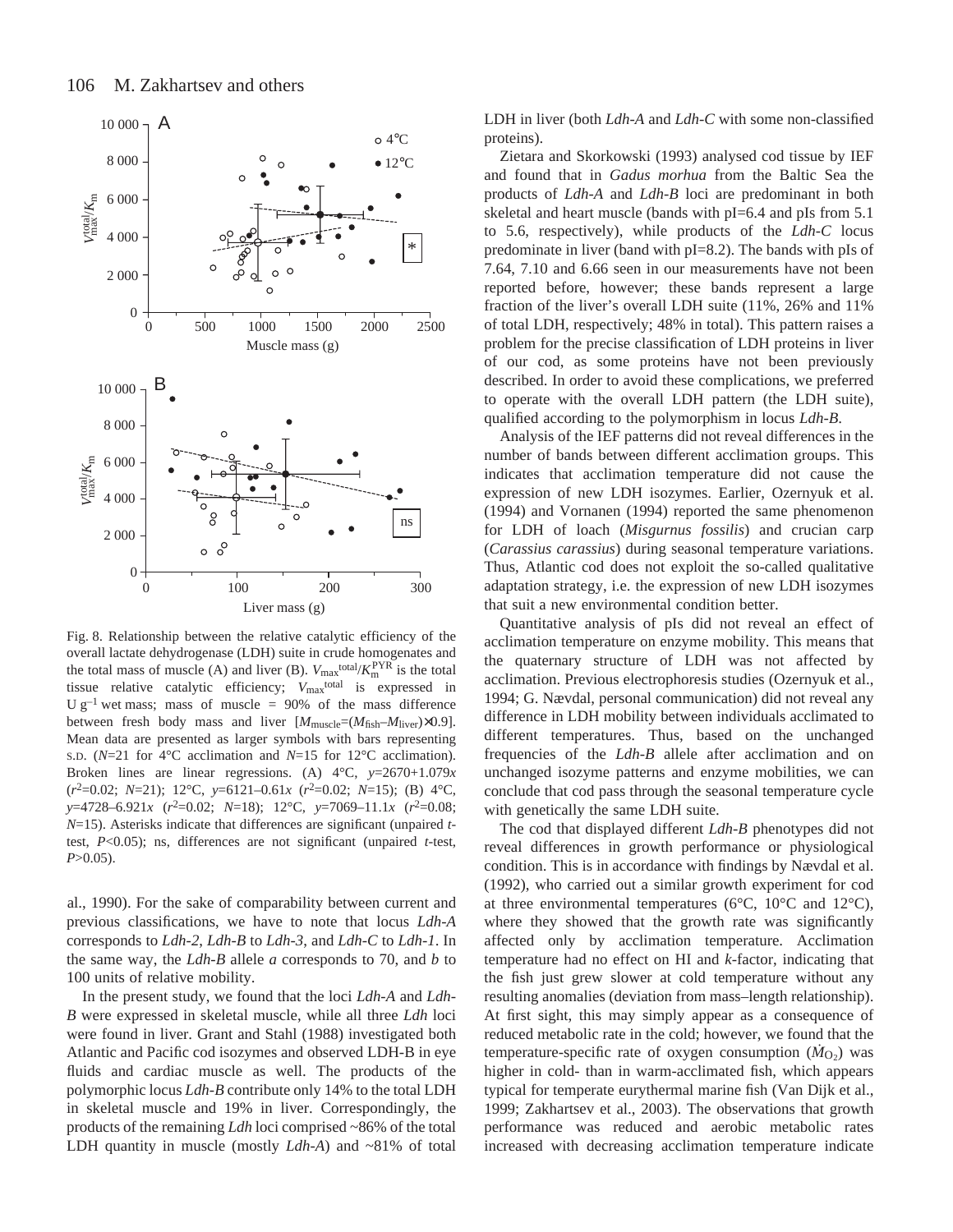Fig. 8. Relationship between the relative catalytic efficiency of the overall lactate dehydrogenase (LDH) suite in crude homogenates and the total mass of muscle (A) and liver (B). $V_{max}^{total}/K_m^{PYR}$ is the total tissue relative catalytic efficiency; $V_{max}^{total}$ is expressed in U g$^{-1}$ wet mass; mass of muscle = 90% of the mass difference between fresh body mass and liver [$M_{muscle}$=($M_{fish}$–$M_{liver}$)×0.9]. Mean data are presented as larger symbols with bars representing S.D. ($N$=21 for 4°C acclimation and $N$=15 for 12°C acclimation). Broken lines are linear regressions. (A) 4°C, $y$=2670+1.079$x$ ($r^2$=0.02; $N$=21); 12°C, $y$=6121–0.61$x$ ($r^2$=0.02; $N$=15); (B) 4°C, $y$=4728–6.921$x$ ($r^2$=0.02; $N$=18); 12°C, $y$=7069–11.1$x$ ($r^2$=0.08; $N$=15). Asterisks indicate that differences are significant (unpaired $t$-test, $P$<0.05); ns, differences are not significant (unpaired $t$-test, $P$>0.05).

al., 1990). For the sake of comparability between current and previous classifications, we have to note that locus *Ldh-A* corresponds to *Ldh-2*, *Ldh-B* to *Ldh-3*, and *Ldh-C* to *Ldh-1*. In the same way, the *Ldh-B* allele *a* corresponds to 70, and *b* to 100 units of relative mobility.

In the present study, we found that the loci *Ldh-A* and *Ldh-B* were expressed in skeletal muscle, while all three *Ldh* loci were found in liver. Grant and Stahl (1988) investigated both Atlantic and Pacific cod isozymes and observed LDH-B in eye fluids and cardiac muscle as well. The products of the polymorphic locus *Ldh-B* contribute only 14% to the total LDH in skeletal muscle and 19% in liver. Correspondingly, the products of the remaining *Ldh* loci comprised ~86% of the total LDH quantity in muscle (mostly *Ldh-A*) and ~81% of total LDH in liver (both *Ldh-A* and *Ldh-C* with some non-classified proteins).

Zietara and Skorkowski (1993) analysed cod tissue by IEF and found that in *Gadus morhua* from the Baltic Sea the products of *Ldh-A* and *Ldh-B* loci are predominant in both skeletal and heart muscle (bands with pI=6.4 and pIs from 5.1 to 5.6, respectively), while products of the *Ldh-C* locus predominate in liver (band with pI=8.2). The bands with pIs of 7.64, 7.10 and 6.66 seen in our measurements have not been reported before, however; these bands represent a large fraction of the liver's overall LDH suite (11%, 26% and 11% of total LDH, respectively; 48% in total). This pattern raises a problem for the precise classification of LDH proteins in liver of our cod, as some proteins have not been previously described. In order to avoid these complications, we preferred to operate with the overall LDH pattern (the LDH suite), qualified according to the polymorphism in locus *Ldh-B*.

Analysis of the IEF patterns did not reveal differences in the number of bands between different acclimation groups. This indicates that acclimation temperature did not cause the expression of new LDH isozymes. Earlier, Ozernyuk et al. (1994) and Vornanen (1994) reported the same phenomenon for LDH of loach (*Misgurnus fossilis*) and crucian carp (*Carassius carassius*) during seasonal temperature variations. Thus, Atlantic cod does not exploit the so-called qualitative adaptation strategy, i.e. the expression of new LDH isozymes that suit a new environmental condition better.

Quantitative analysis of pIs did not reveal an effect of acclimation temperature on enzyme mobility. This means that the quaternary structure of LDH was not affected by acclimation. Previous electrophoresis studies (Ozernyuk et al., 1994; G. Nævdal, personal communication) did not reveal any difference in LDH mobility between individuals acclimated to different temperatures. Thus, based on the unchanged frequencies of the *Ldh-B* allele after acclimation and on unchanged isozyme patterns and enzyme mobilities, we can conclude that cod pass through the seasonal temperature cycle with genetically the same LDH suite.

The cod that displayed different *Ldh-B* phenotypes did not reveal differences in growth performance or physiological condition. This is in accordance with findings by Nævdal et al. (1992), who carried out a similar growth experiment for cod at three environmental temperatures (6°C, 10°C and 12°C), where they showed that the growth rate was significantly affected only by acclimation temperature. Acclimation temperature had no effect on HI and *k*-factor, indicating that the fish just grew slower at cold temperature without any resulting anomalies (deviation from mass–length relationship). At first sight, this may simply appear as a consequence of reduced metabolic rate in the cold; however, we found that the temperature-specific rate of oxygen consumption ($\dot{M}_{O_2}$) was higher in cold- than in warm-acclimated fish, which appears typical for temperate eurythermal marine fish (Van Dijk et al., 1999; Zakhartsev et al., 2003). The observations that growth performance was reduced and aerobic metabolic rates increased with decreasing acclimation temperature indicate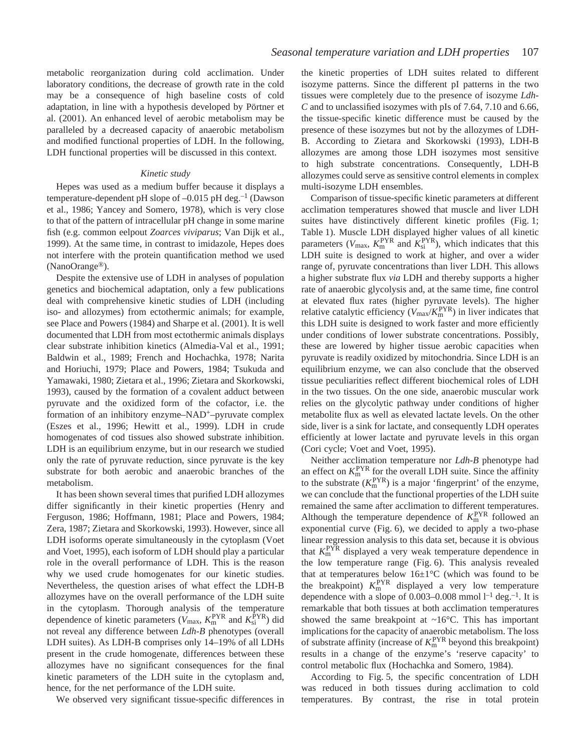metabolic reorganization during cold acclimation. Under laboratory conditions, the decrease of growth rate in the cold may be a consequence of high baseline costs of cold adaptation, in line with a hypothesis developed by Pörtner et al. (2001). An enhanced level of aerobic metabolism may be paralleled by a decreased capacity of anaerobic metabolism and modified functional properties of LDH. In the following, LDH functional properties will be discussed in this context.

### *Kinetic study*

Hepes was used as a medium buffer because it displays a temperature-dependent pH slope of $-0.015$ pH deg.$^{-1}$ (Dawson et al., 1986; Yancey and Somero, 1978), which is very close to that of the pattern of intracellular pH change in some marine fish (e.g. common eelpout *Zoarces viviparus*; Van Dijk et al., 1999). At the same time, in contrast to imidazole, Hepes does not interfere with the protein quantification method we used (NanoOrange®).

Despite the extensive use of LDH in analyses of population genetics and biochemical adaptation, only a few publications deal with comprehensive kinetic studies of LDH (including iso- and allozymes) from ectothermic animals; for example, see Place and Powers (1984) and Sharpe et al. (2001). It is well documented that LDH from most ectothermic animals displays clear substrate inhibition kinetics (Almedia-Val et al., 1991; Baldwin et al., 1989; French and Hochachka, 1978; Narita and Horiuchi, 1979; Place and Powers, 1984; Tsukuda and Yamawaki, 1980; Zietara et al., 1996; Zietara and Skorkowski, 1993), caused by the formation of a covalent adduct between pyruvate and the oxidized form of the cofactor, i.e. the formation of an inhibitory enzyme–$NAD^+$–pyruvate complex (Eszes et al., 1996; Hewitt et al., 1999). LDH in crude homogenates of cod tissues also showed substrate inhibition. LDH is an equilibrium enzyme, but in our research we studied only the rate of pyruvate reduction, since pyruvate is the key substrate for both aerobic and anaerobic branches of the metabolism.

It has been shown several times that purified LDH allozymes differ significantly in their kinetic properties (Henry and Ferguson, 1986; Hoffmann, 1981; Place and Powers, 1984; Zera, 1987; Zietara and Skorkowski, 1993). However, since all LDH isoforms operate simultaneously in the cytoplasm (Voet and Voet, 1995), each isoform of LDH should play a particular role in the overall performance of LDH. This is the reason why we used crude homogenates for our kinetic studies. Nevertheless, the question arises of what effect the LDH-B allozymes have on the overall performance of the LDH suite in the cytoplasm. Thorough analysis of the temperature dependence of kinetic parameters ($V_{max}$, $K_m^{PYR}$ and $K_{si}^{PYR}$) did not reveal any difference between *Ldh-B* phenotypes (overall LDH suites). As LDH-B comprises only 14–19% of all LDHs present in the crude homogenate, differences between these allozymes have no significant consequences for the final kinetic parameters of the LDH suite in the cytoplasm and, hence, for the net performance of the LDH suite.

We observed very significant tissue-specific differences in the kinetic properties of LDH suites related to different isozyme patterns. Since the different pI patterns in the two tissues were completely due to the presence of isozyme *Ldh-C* and to unclassified isozymes with pIs of 7.64, 7.10 and 6.66, the tissue-specific kinetic difference must be caused by the presence of these isozymes but not by the allozymes of LDH-B. According to Zietara and Skorkowski (1993), LDH-B allozymes are among those LDH isozymes most sensitive to high substrate concentrations. Consequently, LDH-B allozymes could serve as sensitive control elements in complex multi-isozyme LDH ensembles.

Comparison of tissue-specific kinetic parameters at different acclimation temperatures showed that muscle and liver LDH suites have distinctively different kinetic profiles (Fig. 1; Table 1). Muscle LDH displayed higher values of all kinetic parameters ($V_{max}$, $K_m^{PYR}$ and $K_{si}^{PYR}$), which indicates that this LDH suite is designed to work at higher, and over a wider range of, pyruvate concentrations than liver LDH. This allows a higher substrate flux *via* LDH and thereby supports a higher rate of anaerobic glycolysis and, at the same time, fine control at elevated flux rates (higher pyruvate levels). The higher relative catalytic efficiency ($V_{max}/K_m^{PYR}$) in liver indicates that this LDH suite is designed to work faster and more efficiently under conditions of lower substrate concentrations. Possibly, these are lowered by higher tissue aerobic capacities when pyruvate is readily oxidized by mitochondria. Since LDH is an equilibrium enzyme, we can also conclude that the observed tissue peculiarities reflect different biochemical roles of LDH in the two tissues. On the one side, anaerobic muscular work relies on the glycolytic pathway under conditions of higher metabolite flux as well as elevated lactate levels. On the other side, liver is a sink for lactate, and consequently LDH operates efficiently at lower lactate and pyruvate levels in this organ (Cori cycle; Voet and Voet, 1995).

Neither acclimation temperature nor *Ldh-B* phenotype had an effect on $K_m^{PYR}$ for the overall LDH suite. Since the affinity to the substrate ($K_m^{PYR}$) is a major 'fingerprint' of the enzyme, we can conclude that the functional properties of the LDH suite remained the same after acclimation to different temperatures. Although the temperature dependence of $K_m^{PYR}$ followed an exponential curve (Fig. 6), we decided to apply a two-phase linear regression analysis to this data set, because it is obvious that $K_m^{PYR}$ displayed a very weak temperature dependence in the low temperature range (Fig. 6). This analysis revealed that at temperatures below 16±1°C (which was found to be the breakpoint) $K_m^{PYR}$ displayed a very low temperature dependence with a slope of 0.003–0.008 mmol l$^{-1}$ deg.$^{-1}$. It is remarkable that both tissues at both acclimation temperatures showed the same breakpoint at ~16°C. This has important implications for the capacity of anaerobic metabolism. The loss of substrate affinity (increase of $K_m^{PYR}$ beyond this breakpoint) results in a change of the enzyme's 'reserve capacity' to control metabolic flux (Hochachka and Somero, 1984).

According to Fig. 5, the specific concentration of LDH was reduced in both tissues during acclimation to cold temperatures. By contrast, the rise in total protein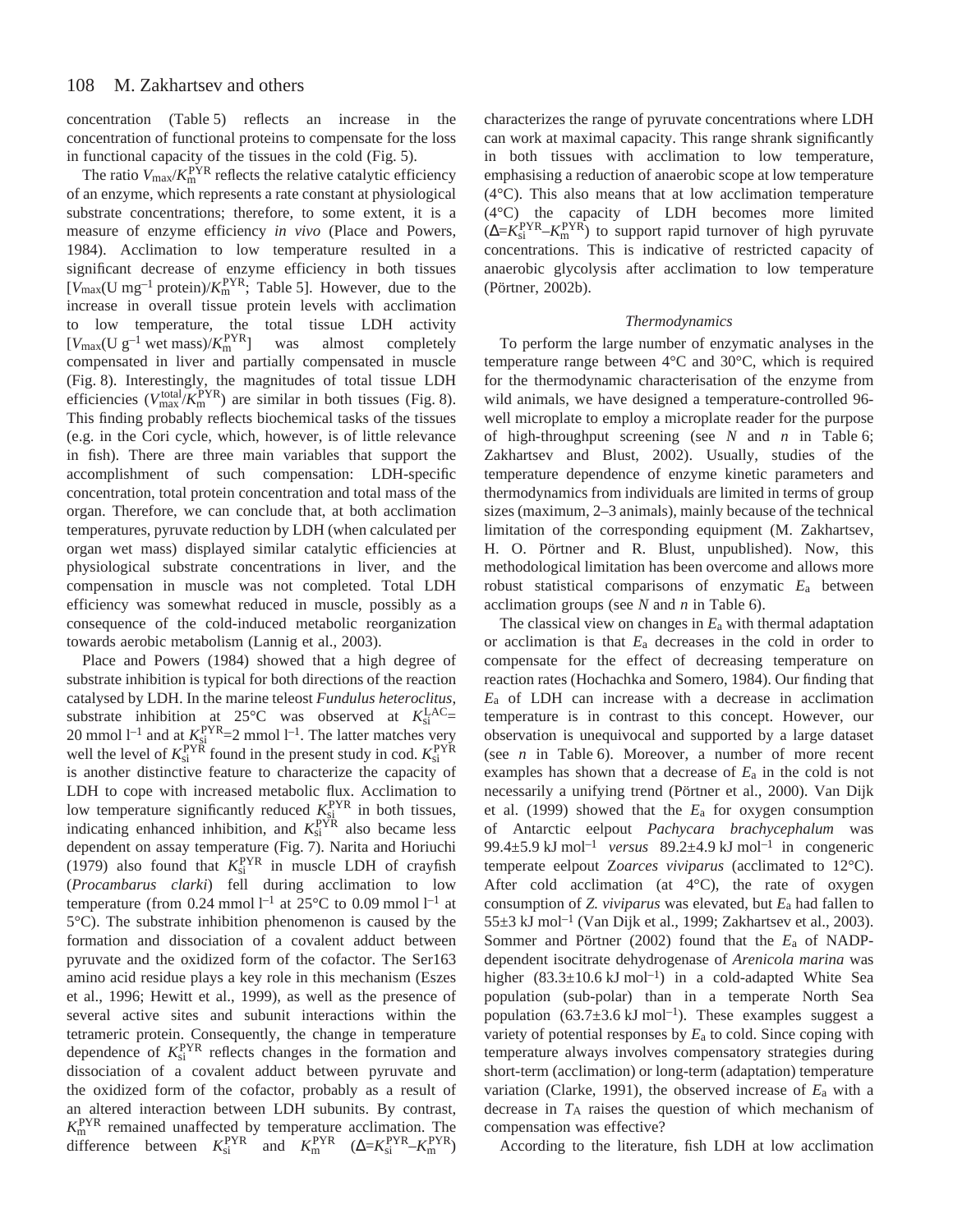concentration (Table 5) reflects an increase in the concentration of functional proteins to compensate for the loss in functional capacity of the tissues in the cold (Fig. 5).

The ratio $V_{max}/K_m^{PYR}$ reflects the relative catalytic efficiency of an enzyme, which represents a rate constant at physiological substrate concentrations; therefore, to some extent, it is a measure of enzyme efficiency *in vivo* (Place and Powers, 1984). Acclimation to low temperature resulted in a significant decrease of enzyme efficiency in both tissues [$V_{max}$(U mg$^{-1}$ protein)/$K_m^{PYR}$; Table 5]. However, due to the increase in overall tissue protein levels with acclimation to low temperature, the total tissue LDH activity [$V_{max}$(U g$^{-1}$ wet mass)/$K_m^{PYR}$] was almost completely compensated in liver and partially compensated in muscle (Fig. 8). Interestingly, the magnitudes of total tissue LDH efficiencies ($V_{max}^{total}/K_m^{PYR}$) are similar in both tissues (Fig. 8). This finding probably reflects biochemical tasks of the tissues (e.g. in the Cori cycle, which, however, is of little relevance in fish). There are three main variables that support the accomplishment of such compensation: LDH-specific concentration, total protein concentration and total mass of the organ. Therefore, we can conclude that, at both acclimation temperatures, pyruvate reduction by LDH (when calculated per organ wet mass) displayed similar catalytic efficiencies at physiological substrate concentrations in liver, and the compensation in muscle was not completed. Total LDH efficiency was somewhat reduced in muscle, possibly as a consequence of the cold-induced metabolic reorganization towards aerobic metabolism (Lannig et al., 2003).

Place and Powers (1984) showed that a high degree of substrate inhibition is typical for both directions of the reaction catalysed by LDH. In the marine teleost *Fundulus heteroclitus*, substrate inhibition at 25°C was observed at $K_{si}^{LAC}$= 20 mmol l$^{-1}$ and at $K_{si}^{PYR}$=2 mmol l$^{-1}$. The latter matches very well the level of $K_{si}^{PYR}$ found in the present study in cod. $K_{si}^{PYR}$ is another distinctive feature to characterize the capacity of LDH to cope with increased metabolic flux. Acclimation to low temperature significantly reduced $K_{si}^{PYR}$ in both tissues, indicating enhanced inhibition, and $K_{si}^{PYR}$ also became less dependent on assay temperature (Fig. 7). Narita and Horiuchi (1979) also found that $K_{si}^{PYR}$ in muscle LDH of crayfish (*Procambarus clarki*) fell during acclimation to low temperature (from 0.24 mmol l$^{-1}$ at 25°C to 0.09 mmol l$^{-1}$ at 5°C). The substrate inhibition phenomenon is caused by the formation and dissociation of a covalent adduct between pyruvate and the oxidized form of the cofactor. The Ser163 amino acid residue plays a key role in this mechanism (Eszes et al., 1996; Hewitt et al., 1999), as well as the presence of several active sites and subunit interactions within the tetrameric protein. Consequently, the change in temperature dependence of $K_{si}^{PYR}$ reflects changes in the formation and dissociation of a covalent adduct between pyruvate and the oxidized form of the cofactor, probably as a result of an altered interaction between LDH subunits. By contrast, $K_m^{PYR}$ remained unaffected by temperature acclimation. The difference between $K_{si}^{PYR}$ and $K_m^{PYR}$ ($\Delta$=$K_{si}^{PYR}$–$K_m^{PYR}$) characterizes the range of pyruvate concentrations where LDH can work at maximal capacity. This range shrank significantly in both tissues with acclimation to low temperature, emphasising a reduction of anaerobic scope at low temperature (4°C). This also means that at low acclimation temperature (4°C) the capacity of LDH becomes more limited ($\Delta$=$K_{si}^{PYR}$–$K_m^{PYR}$) to support rapid turnover of high pyruvate concentrations. This is indicative of restricted capacity of anaerobic glycolysis after acclimation to low temperature (Pörtner, 2002b).

### *Thermodynamics*

To perform the large number of enzymatic analyses in the temperature range between 4°C and 30°C, which is required for the thermodynamic characterisation of the enzyme from wild animals, we have designed a temperature-controlled 96-well microplate to employ a microplate reader for the purpose of high-throughput screening (see *N* and *n* in Table 6; Zakhartsev and Blust, 2002). Usually, studies of the temperature dependence of enzyme kinetic parameters and thermodynamics from individuals are limited in terms of group sizes (maximum, 2–3 animals), mainly because of the technical limitation of the corresponding equipment (M. Zakhartsev, H. O. Pörtner and R. Blust, unpublished). Now, this methodological limitation has been overcome and allows more robust statistical comparisons of enzymatic $E_a$ between acclimation groups (see *N* and *n* in Table 6).

The classical view on changes in $E_a$ with thermal adaptation or acclimation is that $E_a$ decreases in the cold in order to compensate for the effect of decreasing temperature on reaction rates (Hochachka and Somero, 1984). Our finding that $E_a$ of LDH can increase with a decrease in acclimation temperature is in contrast to this concept. However, our observation is unequivocal and supported by a large dataset (see *n* in Table 6). Moreover, a number of more recent examples has shown that a decrease of $E_a$ in the cold is not necessarily a unifying trend (Pörtner et al., 2000). Van Dijk et al. (1999) showed that the $E_a$ for oxygen consumption of Antarctic eelpout *Pachycara brachycephalum* was 99.4±5.9 kJ mol$^{-1}$ *versus* 89.2±4.9 kJ mol$^{-1}$ in congeneric temperate eelpout *Zoarces viviparus* (acclimated to 12°C). After cold acclimation (at 4°C), the rate of oxygen consumption of *Z. viviparus* was elevated, but $E_a$ had fallen to 55±3 kJ mol$^{-1}$ (Van Dijk et al., 1999; Zakhartsev et al., 2003). Sommer and Pörtner (2002) found that the $E_a$ of NADP-dependent isocitrate dehydrogenase of *Arenicola marina* was higher (83.3±10.6 kJ mol$^{-1}$) in a cold-adapted White Sea population (sub-polar) than in a temperate North Sea population (63.7±3.6 kJ mol$^{-1}$). These examples suggest a variety of potential responses by $E_a$ to cold. Since coping with temperature always involves compensatory strategies during short-term (acclimation) or long-term (adaptation) temperature variation (Clarke, 1991), the observed increase of $E_a$ with a decrease in $T_A$ raises the question of which mechanism of compensation was effective?

According to the literature, fish LDH at low acclimation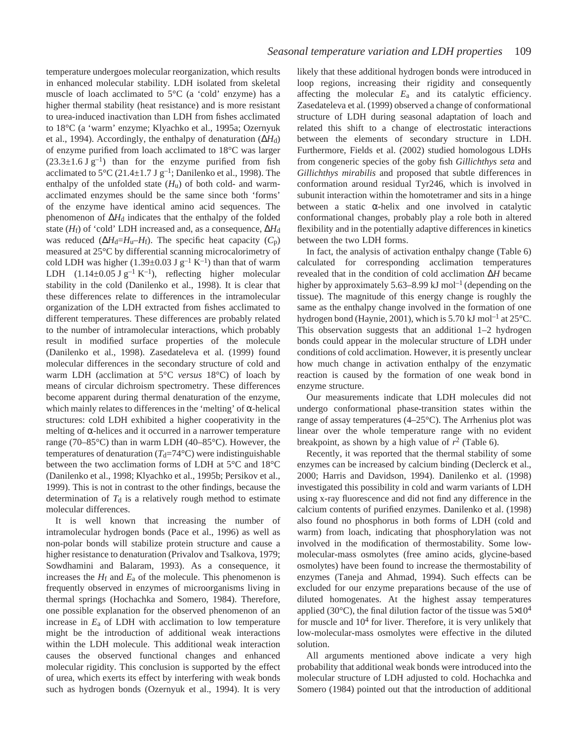temperature undergoes molecular reorganization, which results in enhanced molecular stability. LDH isolated from skeletal muscle of loach acclimated to 5°C (a 'cold' enzyme) has a higher thermal stability (heat resistance) and is more resistant to urea-induced inactivation than LDH from fishes acclimated to 18°C (a 'warm' enzyme; Klyachko et al., 1995a; Ozernyuk et al., 1994). Accordingly, the enthalpy of denaturation ($\Delta H_d$) of enzyme purified from loach acclimated to 18°C was larger ($23.3\pm1.6$ J g$^{-1}$) than for the enzyme purified from fish acclimated to 5°C ($21.4\pm1.7$ J g$^{-1}$; Danilenko et al., 1998). The enthalpy of the unfolded state ($H_u$) of both cold- and warm-acclimated enzymes should be the same since both 'forms' of the enzyme have identical amino acid sequences. The phenomenon of $\Delta H_d$ indicates that the enthalpy of the folded state ($H_f$) of 'cold' LDH increased and, as a consequence, $\Delta H_d$ was reduced ($\Delta H_d=H_u-H_f$). The specific heat capacity ($C_p$) measured at 25°C by differential scanning microcalorimetry of cold LDH was higher ($1.39\pm0.03$ J g$^{-1}$ K$^{-1}$) than that of warm LDH ($1.14\pm0.05$ J g$^{-1}$ K$^{-1}$), reflecting higher molecular stability in the cold (Danilenko et al., 1998). It is clear that these differences relate to differences in the intramolecular organization of the LDH extracted from fishes acclimated to different temperatures. These differences are probably related to the number of intramolecular interactions, which probably result in modified surface properties of the molecule (Danilenko et al., 1998). Zasedateleva et al. (1999) found molecular differences in the secondary structure of cold and warm LDH (acclimation at 5°C *versus* 18°C) of loach by means of circular dichroism spectrometry. These differences become apparent during thermal denaturation of the enzyme, which mainly relates to differences in the 'melting' of α-helical structures: cold LDH exhibited a higher cooperativity in the melting of α-helices and it occurred in a narrower temperature range (70–85°C) than in warm LDH (40–85°C). However, the temperatures of denaturation ($T_d$=74°C) were indistinguishable between the two acclimation forms of LDH at 5°C and 18°C (Danilenko et al., 1998; Klyachko et al., 1995b; Persikov et al., 1999). This is not in contrast to the other findings, because the determination of $T_d$ is a relatively rough method to estimate molecular differences.

It is well known that increasing the number of intramolecular hydrogen bonds (Pace et al., 1996) as well as non-polar bonds will stabilize protein structure and cause a higher resistance to denaturation (Privalov and Tsalkova, 1979; Sowdhamini and Balaram, 1993). As a consequence, it increases the $H_f$ and $E_a$ of the molecule. This phenomenon is frequently observed in enzymes of microorganisms living in thermal springs (Hochachka and Somero, 1984). Therefore, one possible explanation for the observed phenomenon of an increase in $E_a$ of LDH with acclimation to low temperature might be the introduction of additional weak interactions within the LDH molecule. This additional weak interaction causes the observed functional changes and enhanced molecular rigidity. This conclusion is supported by the effect of urea, which exerts its effect by interfering with weak bonds such as hydrogen bonds (Ozernyuk et al., 1994). It is very likely that these additional hydrogen bonds were introduced in loop regions, increasing their rigidity and consequently affecting the molecular $E_a$ and its catalytic efficiency. Zasedateleva et al. (1999) observed a change of conformational structure of LDH during seasonal adaptation of loach and related this shift to a change of electrostatic interactions between the elements of secondary structure in LDH. Furthermore, Fields et al. (2002) studied homologous LDHs from congeneric species of the goby fish *Gillichthys seta* and *Gillichthys mirabilis* and proposed that subtle differences in conformation around residual Tyr246, which is involved in subunit interaction within the homotetramer and sits in a hinge between a static α-helix and one involved in catalytic conformational changes, probably play a role both in altered flexibility and in the potentially adaptive differences in kinetics between the two LDH forms.

In fact, the analysis of activation enthalpy change (Table 6) calculated for corresponding acclimation temperatures revealed that in the condition of cold acclimation $\Delta H$ became higher by approximately 5.63–8.99 kJ mol$^{-1}$ (depending on the tissue). The magnitude of this energy change is roughly the same as the enthalpy change involved in the formation of one hydrogen bond (Haynie, 2001), which is 5.70 kJ mol$^{-1}$ at 25°C. This observation suggests that an additional 1–2 hydrogen bonds could appear in the molecular structure of LDH under conditions of cold acclimation. However, it is presently unclear how much change in activation enthalpy of the enzymatic reaction is caused by the formation of one weak bond in enzyme structure.

Our measurements indicate that LDH molecules did not undergo conformational phase-transition states within the range of assay temperatures (4–25°C). The Arrhenius plot was linear over the whole temperature range with no evident breakpoint, as shown by a high value of $r^2$ (Table 6).

Recently, it was reported that the thermal stability of some enzymes can be increased by calcium binding (Declerck et al., 2000; Harris and Davidson, 1994). Danilenko et al. (1998) investigated this possibility in cold and warm variants of LDH using x-ray fluorescence and did not find any difference in the calcium contents of purified enzymes. Danilenko et al. (1998) also found no phosphorus in both forms of LDH (cold and warm) from loach, indicating that phosphorylation was not involved in the modification of thermostability. Some low-molecular-mass osmolytes (free amino acids, glycine-based osmolytes) have been found to increase the thermostability of enzymes (Taneja and Ahmad, 1994). Such effects can be excluded for our enzyme preparations because of the use of diluted homogenates. At the highest assay temperatures applied (30°C), the final dilution factor of the tissue was $5\times10^4$ for muscle and $10^4$ for liver. Therefore, it is very unlikely that low-molecular-mass osmolytes were effective in the diluted solution.

All arguments mentioned above indicate a very high probability that additional weak bonds were introduced into the molecular structure of LDH adjusted to cold. Hochachka and Somero (1984) pointed out that the introduction of additional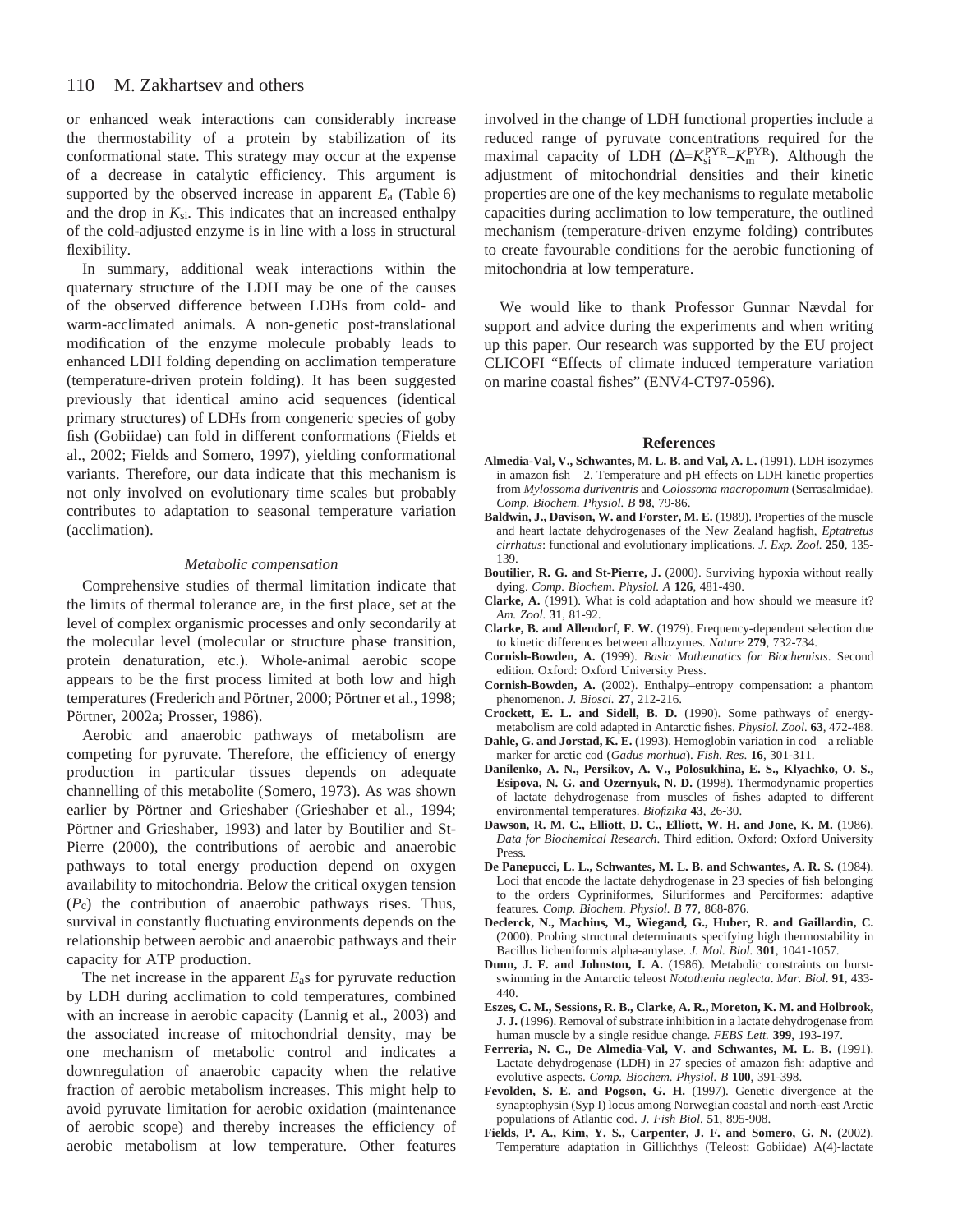or enhanced weak interactions can considerably increase the thermostability of a protein by stabilization of its conformational state. This strategy may occur at the expense of a decrease in catalytic efficiency. This argument is supported by the observed increase in apparent $E_a$ (Table 6) and the drop in $K_{si}$. This indicates that an increased enthalpy of the cold-adjusted enzyme is in line with a loss in structural flexibility.

In summary, additional weak interactions within the quaternary structure of the LDH may be one of the causes of the observed difference between LDHs from cold- and warm-acclimated animals. A non-genetic post-translational modification of the enzyme molecule probably leads to enhanced LDH folding depending on acclimation temperature (temperature-driven protein folding). It has been suggested previously that identical amino acid sequences (identical primary structures) of LDHs from congeneric species of goby fish (Gobiidae) can fold in different conformations (Fields et al., 2002; Fields and Somero, 1997), yielding conformational variants. Therefore, our data indicate that this mechanism is not only involved on evolutionary time scales but probably contributes to adaptation to seasonal temperature variation (acclimation).

### *Metabolic compensation*

Comprehensive studies of thermal limitation indicate that the limits of thermal tolerance are, in the first place, set at the level of complex organismic processes and only secondarily at the molecular level (molecular or structure phase transition, protein denaturation, etc.). Whole-animal aerobic scope appears to be the first process limited at both low and high temperatures (Frederich and Pörtner, 2000; Pörtner et al., 1998; Pörtner, 2002a; Prosser, 1986).

Aerobic and anaerobic pathways of metabolism are competing for pyruvate. Therefore, the efficiency of energy production in particular tissues depends on adequate channelling of this metabolite (Somero, 1973). As was shown earlier by Pörtner and Grieshaber (Grieshaber et al., 1994; Pörtner and Grieshaber, 1993) and later by Boutilier and St-Pierre (2000), the contributions of aerobic and anaerobic pathways to total energy production depend on oxygen availability to mitochondria. Below the critical oxygen tension ($P_c$) the contribution of anaerobic pathways rises. Thus, survival in constantly fluctuating environments depends on the relationship between aerobic and anaerobic pathways and their capacity for ATP production.

The net increase in the apparent $E_a$s for pyruvate reduction by LDH during acclimation to cold temperatures, combined with an increase in aerobic capacity (Lannig et al., 2003) and the associated increase of mitochondrial density, may be one mechanism of metabolic control and indicates a downregulation of anaerobic capacity when the relative fraction of aerobic metabolism increases. This might help to avoid pyruvate limitation for aerobic oxidation (maintenance of aerobic scope) and thereby increases the efficiency of aerobic metabolism at low temperature. Other features involved in the change of LDH functional properties include a reduced range of pyruvate concentrations required for the maximal capacity of LDH ($\Delta = K_{si}^{PYR} - K_m^{PYR}$). Although the adjustment of mitochondrial densities and their kinetic properties are one of the key mechanisms to regulate metabolic capacities during acclimation to low temperature, the outlined mechanism (temperature-driven enzyme folding) contributes to create favourable conditions for the aerobic functioning of mitochondria at low temperature.

We would like to thank Professor Gunnar Nævdal for support and advice during the experiments and when writing up this paper. Our research was supported by the EU project CLICOFI "Effects of climate induced temperature variation on marine coastal fishes" (ENV4-CT97-0596).

## References

**Almedia-Val, V., Schwantes, M. L. B. and Val, A. L.** (1991). LDH isozymes in amazon fish – 2. Temperature and pH effects on LDH kinetic properties from *Mylossoma duriventris* and *Colossoma macropomum* (Serrasalmidae). *Comp. Biochem. Physiol. B* **98**, 79-86.

**Baldwin, J., Davison, W. and Forster, M. E.** (1989). Properties of the muscle and heart lactate dehydrogenases of the New Zealand hagfish, *Eptatretus cirrhatus*: functional and evolutionary implications. *J. Exp. Zool.* **250**, 135-139.

**Boutilier, R. G. and St-Pierre, J.** (2000). Surviving hypoxia without really dying. *Comp. Biochem. Physiol. A* **126**, 481-490.

**Clarke, A.** (1991). What is cold adaptation and how should we measure it? *Am. Zool.* **31**, 81-92.

**Clarke, B. and Allendorf, F. W.** (1979). Frequency-dependent selection due to kinetic differences between allozymes. *Nature* **279**, 732-734.

**Cornish-Bowden, A.** (1999). *Basic Mathematics for Biochemists*. Second edition. Oxford: Oxford University Press.

**Cornish-Bowden, A.** (2002). Enthalpy–entropy compensation: a phantom phenomenon. *J. Biosci.* **27**, 212-216.

**Crockett, E. L. and Sidell, B. D.** (1990). Some pathways of energy-metabolism are cold adapted in Antarctic fishes. *Physiol. Zool.* **63**, 472-488.

**Dahle, G. and Jorstad, K. E.** (1993). Hemoglobin variation in cod – a reliable marker for arctic cod (*Gadus morhua*). *Fish. Res.* **16**, 301-311.

**Danilenko, A. N., Persikov, A. V., Polosukhina, E. S., Klyachko, O. S., Esipova, N. G. and Ozernyuk, N. D.** (1998). Thermodynamic properties of lactate dehydrogenase from muscles of fishes adapted to different environmental temperatures. *Biofizika* **43**, 26-30.

**Dawson, R. M. C., Elliott, D. C., Elliott, W. H. and Jone, K. M.** (1986). *Data for Biochemical Research*. Third edition. Oxford: Oxford University Press.

**De Panepucci, L. L., Schwantes, M. L. B. and Schwantes, A. R. S.** (1984). Loci that encode the lactate dehydrogenase in 23 species of fish belonging to the orders Cypriniformes, Siluriformes and Perciformes: adaptive features. *Comp. Biochem. Physiol. B* **77**, 868-876.

**Declerck, N., Machius, M., Wiegand, G., Huber, R. and Gaillardin, C.** (2000). Probing structural determinants specifying high thermostability in Bacillus licheniformis alpha-amylase. *J. Mol. Biol.* **301**, 1041-1057.

**Dunn, J. F. and Johnston, I. A.** (1986). Metabolic constraints on burst-swimming in the Antarctic teleost *Notothenia neglecta*. *Mar. Biol.* **91**, 433-440.

**Eszes, C. M., Sessions, R. B., Clarke, A. R., Moreton, K. M. and Holbrook, J. J.** (1996). Removal of substrate inhibition in a lactate dehydrogenase from human muscle by a single residue change. *FEBS Lett.* **399**, 193-197.

**Ferreria, N. C., De Almedia-Val, V. and Schwantes, M. L. B.** (1991). Lactate dehydrogenase (LDH) in 27 species of amazon fish: adaptive and evolutive aspects. *Comp. Biochem. Physiol. B* **100**, 391-398.

**Fevolden, S. E. and Pogson, G. H.** (1997). Genetic divergence at the synaptophysin (Syp I) locus among Norwegian coastal and north-east Arctic populations of Atlantic cod. *J. Fish Biol.* **51**, 895-908.

**Fields, P. A., Kim, Y. S., Carpenter, J. F. and Somero, G. N.** (2002). Temperature adaptation in Gillichthys (Teleost: Gobiidae) A(4)-lactate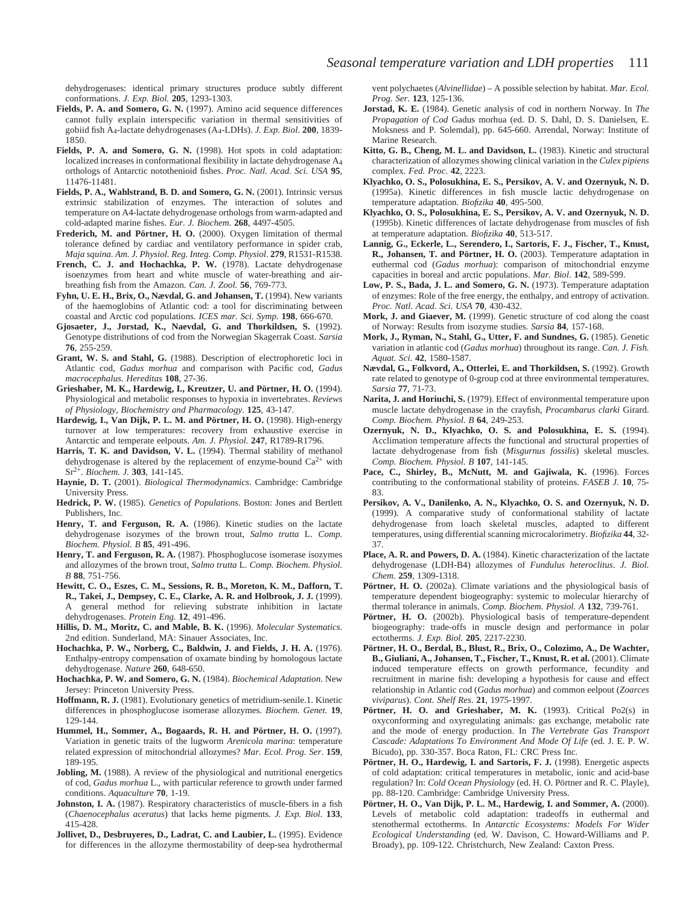dehydrogenases: identical primary structures produce subtly different conformations. *J. Exp. Biol.* **205**, 1293-1303.

**Fields, P. A. and Somero, G. N.** (1997). Amino acid sequence differences cannot fully explain interspecific variation in thermal sensitivities of gobiid fish $A_4$-lactate dehydrogenases ($A_4$-LDHs). *J. Exp. Biol.* **200**, 1839-1850.

**Fields, P. A. and Somero, G. N.** (1998). Hot spots in cold adaptation: localized increases in conformational flexibility in lactate dehydrogenase $A_4$ orthologs of Antarctic notothenioid fishes. *Proc. Natl. Acad. Sci. USA* **95**, 11476-11481.

**Fields, P. A., Wahlstrand, B. D. and Somero, G. N.** (2001). Intrinsic versus extrinsic stabilization of enzymes. The interaction of solutes and temperature on A4-lactate dehydrogenase orthologs from warm-adapted and cold-adapted marine fishes. *Eur. J. Biochem.* **268**, 4497-4505.

**Frederich, M. and Pörtner, H. O.** (2000). Oxygen limitation of thermal tolerance defined by cardiac and ventilatory performance in spider crab, *Maja squina*. *Am. J. Physiol. Reg. Integ. Comp. Physiol*. **279**, R1531-R1538.

**French, C. J. and Hochachka, P. W.** (1978). Lactate dehydrogenase isoenzymes from heart and white muscle of water-breathing and air-breathing fish from the Amazon. *Can. J. Zool.* **56**, 769-773.

**Fyhn, U. E. H., Brix, O., Nævdal, G. and Johansen, T.** (1994). New variants of the haemoglobins of Atlantic cod: a tool for discriminating between coastal and Arctic cod populations. *ICES mar. Sci. Symp.* **198**, 666-670.

**Gjosaeter, J., Jorstad, K., Naevdal, G. and Thorkildsen, S.** (1992). Genotype distributions of cod from the Norwegian Skagerrak Coast. *Sarsia* **76**, 255-259.

**Grant, W. S. and Stahl, G.** (1988). Description of electrophoretic loci in Atlantic cod, *Gadus morhua* and comparison with Pacific cod, *Gadus macrocephalus*. *Hereditas* **108**, 27-36.

**Grieshaber, M. K., Hardewig, I., Kreutzer, U. and Pörtner, H. O.** (1994). Physiological and metabolic responses to hypoxia in invertebrates. *Reviews of Physiology, Biochemistry and Pharmacology*. **125**, 43-147.

**Hardewig, I., Van Dijk, P. L. M. and Pörtner, H. O.** (1998). High-energy turnover at low temperatures: recovery from exhaustive exercise in Antarctic and temperate eelpouts. *Am. J. Physiol.* **247**, R1789-R1796.

**Harris, T. K. and Davidson, V. L.** (1994). Thermal stability of methanol dehydrogenase is altered by the replacement of enzyme-bound $Ca^{2+}$ with $Sr^{2+}$. *Biochem. J.* **303**, 141-145.

**Haynie, D. T.** (2001). *Biological Thermodynamics*. Cambridge: Cambridge University Press.

**Hedrick, P. W.** (1985). *Genetics of Populations*. Boston: Jones and Bertlett Publishers, Inc.

**Henry, T. and Ferguson, R. A.** (1986). Kinetic studies on the lactate dehydrogenase isozymes of the brown trout, *Salmo trutta* L. *Comp. Biochem. Physiol. B* **85**, 491-496.

**Henry, T. and Ferguson, R. A.** (1987). Phosphoglucose isomerase isozymes and allozymes of the brown trout, *Salmo trutta* L. *Comp. Biochem. Physiol. B* **88**, 751-756.

**Hewitt, C. O., Eszes, C. M., Sessions, R. B., Moreton, K. M., Dafforn, T. R., Takei, J., Dempsey, C. E., Clarke, A. R. and Holbrook, J. J.** (1999). A general method for relieving substrate inhibition in lactate dehydrogenases. *Protein Eng.* **12**, 491-496.

**Hillis, D. M., Moritz, C. and Mable, B. K.** (1996). *Molecular Systematics*. 2nd edition. Sunderland, MA: Sinauer Associates, Inc.

**Hochachka, P. W., Norberg, C., Baldwin, J. and Fields, J. H. A.** (1976). Enthalpy-entropy compensation of oxamate binding by homologous lactate dehydrogenase. *Nature* **260**, 648-650.

**Hochachka, P. W. and Somero, G. N.** (1984). *Biochemical Adaptation*. New Jersey: Princeton University Press.

**Hoffmann, R. J.** (1981). Evolutionary genetics of metridium-senile.1. Kinetic differences in phosphoglucose isomerase allozymes. *Biochem. Genet.* **19**, 129-144.

**Hummel, H., Sommer, A., Bogaards, R. H. and Pörtner, H. O.** (1997). Variation in genetic traits of the lugworm *Arenicola marina*: temperature related expression of mitochondrial allozymes? *Mar. Ecol. Prog. Ser*. **159**, 189-195.

**Jobling, M.** (1988). A review of the physiological and nutritional energetics of cod, *Gadus morhua* L., with particular reference to growth under farmed conditions. *Aquaculture* **70**, 1-19.

**Johnston, I. A.** (1987). Respiratory characteristics of muscle-fibers in a fish (*Chaenocephalus aceratus*) that lacks heme pigments. *J. Exp. Biol.* **133**, 415-428.

**Jollivet, D., Desbruyeres, D., Ladrat, C. and Laubier, L.** (1995). Evidence for differences in the allozyme thermostability of deep-sea hydrothermal vent polychaetes (*Alvinellidae*) – A possible selection by habitat. *Mar. Ecol. Prog. Ser*. **123**, 125-136.

**Jorstad, K. E.** (1984). Genetic analysis of cod in northern Norway. In *The Propagation of Cod* Gadus morhua (ed. D. S. Dahl, D. S. Danielsen, E. Moksness and P. Solemdal), pp. 645-660. Arrendal, Norway: Institute of Marine Research.

**Kitto, G. B., Cheng, M. L. and Davidson, L.** (1983). Kinetic and structural characterization of allozymes showing clinical variation in the *Culex pipiens* complex. *Fed. Proc.* **42**, 2223.

**Klyachko, O. S., Polosukhina, E. S., Persikov, A. V. and Ozernyuk, N. D.** (1995a). Kinetic differences in fish muscle lactic dehydrogenase on temperature adaptation. *Biofizika* **40**, 495-500.

**Klyachko, O. S., Polosukhina, E. S., Persikov, A. V. and Ozernyuk, N. D.** (1995b). Kinetic differences of lactate dehydrogenase from muscles of fish at temperature adaptation. *Biofizika* **40**, 513-517.

**Lannig, G., Eckerle, L., Serendero, I., Sartoris, F. J., Fischer, T., Knust, R., Johansen, T. and Pörtner, H. O.** (2003). Temperature adaptation in eurthermal cod (*Gadus morhua*): comparison of mitochondrial enzyme capacities in boreal and arctic populations. *Mar. Biol*. **142**, 589-599.

**Low, P. S., Bada, J. L. and Somero, G. N.** (1973). Temperature adaptation of enzymes: Role of the free energy, the enthalpy, and entropy of activation. *Proc. Natl. Acad. Sci. USA* **70**, 430-432.

**Mork, J. and Giaever, M.** (1999). Genetic structure of cod along the coast of Norway: Results from isozyme studies. *Sarsia* **84**, 157-168.

**Mork, J., Ryman, N., Stahl, G., Utter, F. and Sundnes, G.** (1985). Genetic variation in atlantic cod (*Gadus morhua*) throughout its range. *Can. J. Fish. Aquat. Sci.* **42**, 1580-1587.

**Nævdal, G., Folkvord, A., Otterlei, E. and Thorkildsen, S.** (1992). Growth rate related to genotype of 0-group cod at three environmental temperatures. *Sarsia* **77**, 71-73.

**Narita, J. and Horiuchi, S.** (1979). Effect of environmental temperature upon muscle lactate dehydrogenase in the crayfish, *Procambarus clarki* Girard. *Comp. Biochem. Physiol. B* **64**, 249-253.

**Ozernyuk, N. D., Klyachko, O. S. and Polosukhina, E. S.** (1994). Acclimation temperature affects the functional and structural properties of lactate dehydrogenase from fish (*Misgurnus fossilis*) skeletal muscles. *Comp. Biochem. Physiol. B* **107**, 141-145.

**Pace, C., Shirley, B., McNutt, M. and Gajiwala, K.** (1996). Forces contributing to the conformational stability of proteins. *FASEB J.* **10**, 75-83.

**Persikov, A. V., Danilenko, A. N., Klyachko, O. S. and Ozernyuk, N. D.** (1999). A comparative study of conformational stability of lactate dehydrogenase from loach skeletal muscles, adapted to different temperatures, using differential scanning microcalorimetry. *Biofizika* **44**, 32-37.

**Place, A. R. and Powers, D. A.** (1984). Kinetic characterization of the lactate dehydrogenase (LDH-B4) allozymes of *Fundulus heteroclitus*. *J. Biol. Chem.* **259**, 1309-1318.

**Pörtner, H. O.** (2002a). Climate variations and the physiological basis of temperature dependent biogeography: systemic to molecular hierarchy of thermal tolerance in animals. *Comp. Biochem. Physiol. A* **132**, 739-761.

**Pörtner, H. O.** (2002b). Physiological basis of temperature-dependent biogeography: trade-offs in muscle design and performance in polar ectotherms. *J. Exp. Biol.* **205**, 2217-2230.

**Pörtner, H. O., Berdal, B., Blust, R., Brix, O., Colozimo, A., De Wachter, B., Giuliani, A., Johansen, T., Fischer, T., Knust, R. et al.** (2001). Climate induced temperature effects on growth performance, fecundity and recruitment in marine fish: developing a hypothesis for cause and effect relationship in Atlantic cod (*Gadus morhua*) and common eelpout (*Zoarces viviparus*). *Cont. Shelf Res.* **21**, 1975-1997.

**Pörtner, H. O. and Grieshaber, M. K.** (1993). Critical Po2(s) in oxyconforming and oxyregulating animals: gas exchange, metabolic rate and the mode of energy production. In *The Vertebrate Gas Transport Cascade: Adaptations To Environment And Mode Of Life* (ed. J. E. P. W. Bicudo), pp. 330-357. Boca Raton, FL: CRC Press Inc.

**Pörtner, H. O., Hardewig, I. and Sartoris, F. J.** (1998). Energetic aspects of cold adaptation: critical temperatures in metabolic, ionic and acid-base regulation? In: *Cold Ocean Physiology* (ed. H. O. Pörtner and R. C. Playle), pp. 88-120. Cambridge: Cambridge University Press.

**Pörtner, H. O., Van Dijk, P. L. M., Hardewig, I. and Sommer, A.** (2000). Levels of metabolic cold adaptation: tradeoffs in eurthermal and stenothermal ectotherms. In *Antarctic Ecosystems: Models For Wider Ecological Understanding* (ed. W. Davison, C. Howard-Williams and P. Broady), pp. 109-122. Christchurch, New Zealand: Caxton Press.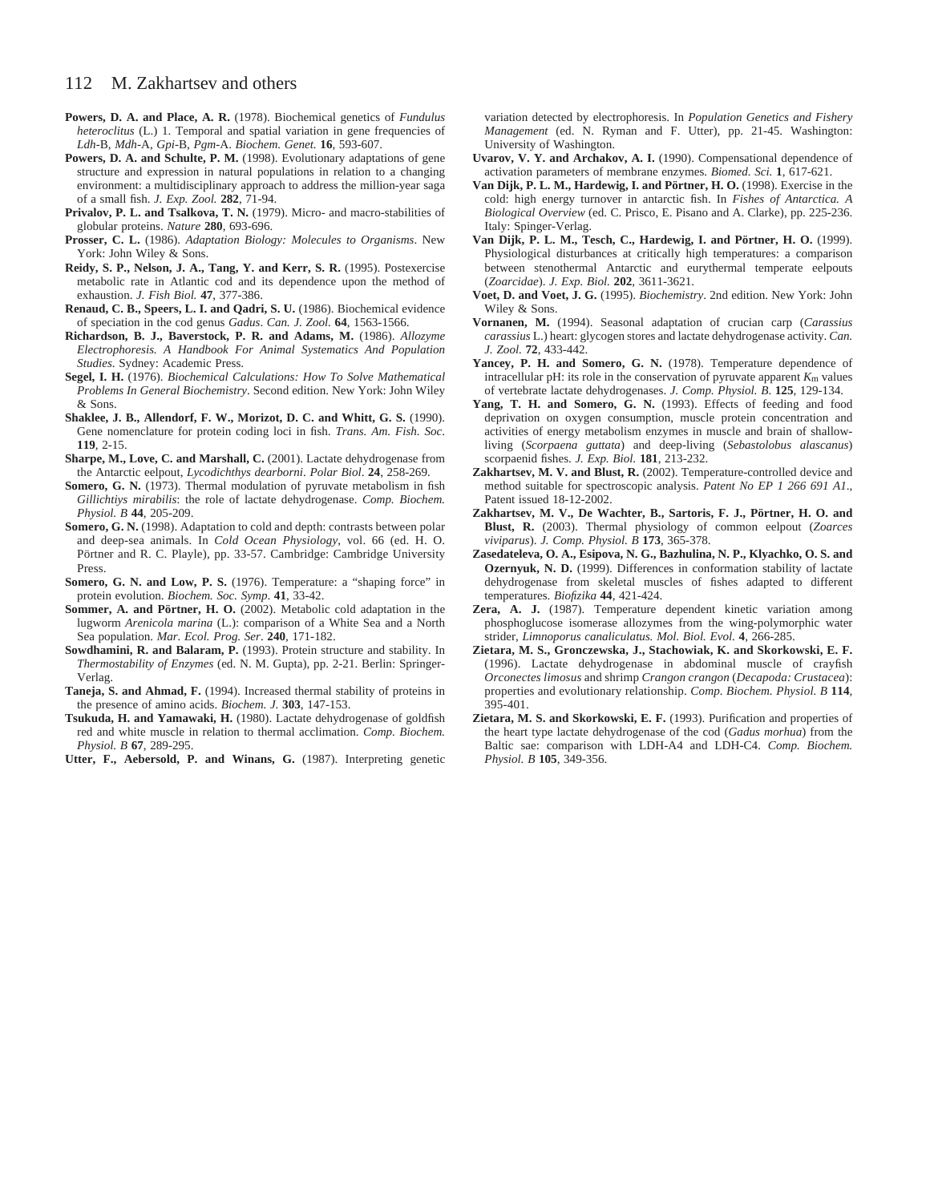**Powers, D. A. and Place, A. R.** (1978). Biochemical genetics of *Fundulus heteroclitus* (L.) 1. Temporal and spatial variation in gene frequencies of *Ldh*-B, *Mdh*-A, *Gpi*-B, *Pgm*-A. *Biochem. Genet.* **16**, 593-607.

**Powers, D. A. and Schulte, P. M.** (1998). Evolutionary adaptations of gene structure and expression in natural populations in relation to a changing environment: a multidisciplinary approach to address the million-year saga of a small fish. *J. Exp. Zool.* **282**, 71-94.

**Privalov, P. L. and Tsalkova, T. N.** (1979). Micro- and macro-stabilities of globular proteins. *Nature* **280**, 693-696.

**Prosser, C. L.** (1986). *Adaptation Biology: Molecules to Organisms*. New York: John Wiley & Sons.

**Reidy, S. P., Nelson, J. A., Tang, Y. and Kerr, S. R.** (1995). Postexercise metabolic rate in Atlantic cod and its dependence upon the method of exhaustion. *J. Fish Biol.* **47**, 377-386.

**Renaud, C. B., Speers, L. I. and Qadri, S. U.** (1986). Biochemical evidence of speciation in the cod genus *Gadus*. *Can. J. Zool.* **64**, 1563-1566.

**Richardson, B. J., Baverstock, P. R. and Adams, M.** (1986). *Allozyme Electrophoresis. A Handbook For Animal Systematics And Population Studies*. Sydney: Academic Press.

**Segel, I. H.** (1976). *Biochemical Calculations: How To Solve Mathematical Problems In General Biochemistry*. Second edition. New York: John Wiley & Sons.

**Shaklee, J. B., Allendorf, F. W., Morizot, D. C. and Whitt, G. S.** (1990). Gene nomenclature for protein coding loci in fish. *Trans. Am. Fish. Soc.* **119**, 2-15.

**Sharpe, M., Love, C. and Marshall, C.** (2001). Lactate dehydrogenase from the Antarctic eelpout, *Lycodichthys dearborni*. *Polar Biol.* **24**, 258-269.

**Somero, G. N.** (1973). Thermal modulation of pyruvate metabolism in fish *Gillichtiys mirabilis*: the role of lactate dehydrogenase. *Comp. Biochem. Physiol. B* **44**, 205-209.

**Somero, G. N.** (1998). Adaptation to cold and depth: contrasts between polar and deep-sea animals. In *Cold Ocean Physiology*, vol. 66 (ed. H. O. Pörtner and R. C. Playle), pp. 33-57. Cambridge: Cambridge University Press.

**Somero, G. N. and Low, P. S.** (1976). Temperature: a "shaping force" in protein evolution. *Biochem. Soc. Symp.* **41**, 33-42.

**Sommer, A. and Pörtner, H. O.** (2002). Metabolic cold adaptation in the lugworm *Arenicola marina* (L.): comparison of a White Sea and a North Sea population. *Mar. Ecol. Prog. Ser.* **240**, 171-182.

**Sowdhamini, R. and Balaram, P.** (1993). Protein structure and stability. In *Thermostability of Enzymes* (ed. N. M. Gupta), pp. 2-21. Berlin: Springer-Verlag.

**Taneja, S. and Ahmad, F.** (1994). Increased thermal stability of proteins in the presence of amino acids. *Biochem. J.* **303**, 147-153.

**Tsukuda, H. and Yamawaki, H.** (1980). Lactate dehydrogenase of goldfish red and white muscle in relation to thermal acclimation. *Comp. Biochem. Physiol. B* **67**, 289-295.

**Utter, F., Aebersold, P. and Winans, G.** (1987). Interpreting genetic variation detected by electrophoresis. In *Population Genetics and Fishery Management* (ed. N. Ryman and F. Utter), pp. 21-45. Washington: University of Washington.

**Uvarov, V. Y. and Archakov, A. I.** (1990). Compensational dependence of activation parameters of membrane enzymes. *Biomed. Sci.* **1**, 617-621.

**Van Dijk, P. L. M., Hardewig, I. and Pörtner, H. O.** (1998). Exercise in the cold: high energy turnover in antarctic fish. In *Fishes of Antarctica. A Biological Overview* (ed. C. Prisco, E. Pisano and A. Clarke), pp. 225-236. Italy: Spinger-Verlag.

**Van Dijk, P. L. M., Tesch, C., Hardewig, I. and Pörtner, H. O.** (1999). Physiological disturbances at critically high temperatures: a comparison between stenothermal Antarctic and eurythermal temperate eelpouts (*Zoarcidae*). *J. Exp. Biol.* **202**, 3611-3621.

**Voet, D. and Voet, J. G.** (1995). *Biochemistry*. 2nd edition. New York: John Wiley & Sons.

**Vornanen, M.** (1994). Seasonal adaptation of crucian carp (*Carassius carassius* L.) heart: glycogen stores and lactate dehydrogenase activity. *Can. J. Zool.* **72**, 433-442.

**Yancey, P. H. and Somero, G. N.** (1978). Temperature dependence of intracellular pH: its role in the conservation of pyruvate apparent $K_m$ values of vertebrate lactate dehydrogenases. *J. Comp. Physiol. B.* **125**, 129-134.

**Yang, T. H. and Somero, G. N.** (1993). Effects of feeding and food deprivation on oxygen consumption, muscle protein concentration and activities of energy metabolism enzymes in muscle and brain of shallow-living (*Scorpaena guttata*) and deep-living (*Sebastolobus alascanus*) scorpaenid fishes. *J. Exp. Biol.* **181**, 213-232.

**Zakhartsev, M. V. and Blust, R.** (2002). Temperature-controlled device and method suitable for spectroscopic analysis. *Patent No EP 1 266 691 A1*, Patent issued 18-12-2002.

**Zakhartsev, M. V., De Wachter, B., Sartoris, F. J., Pörtner, H. O. and Blust, R.** (2003). Thermal physiology of common eelpout (*Zoarces viviparus*). *J. Comp. Physiol. B* **173**, 365-378.

**Zasedateleva, O. A., Esipova, N. G., Bazhulina, N. P., Klyachko, O. S. and Ozernyuk, N. D.** (1999). Differences in conformation stability of lactate dehydrogenase from skeletal muscles of fishes adapted to different temperatures. *Biofizika* **44**, 421-424.

**Zera, A. J.** (1987). Temperature dependent kinetic variation among phosphoglucose isomerase allozymes from the wing-polymorphic water strider, *Limnoporus canaliculatus. Mol. Biol. Evol.* **4**, 266-285.

**Zietara, M. S., Gronczewska, J., Stachowiak, K. and Skorkowski, E. F.** (1996). Lactate dehydrogenase in abdominal muscle of crayfish *Orconectes limosus* and shrimp *Crangon crangon* (*Decapoda: Crustacea*): properties and evolutionary relationship. *Comp. Biochem. Physiol. B* **114**, 395-401.

**Zietara, M. S. and Skorkowski, E. F.** (1993). Purification and properties of the heart type lactate dehydrogenase of the cod (*Gadus morhua*) from the Baltic sae: comparison with LDH-A4 and LDH-C4. *Comp. Biochem. Physiol. B* **105**, 349-356.